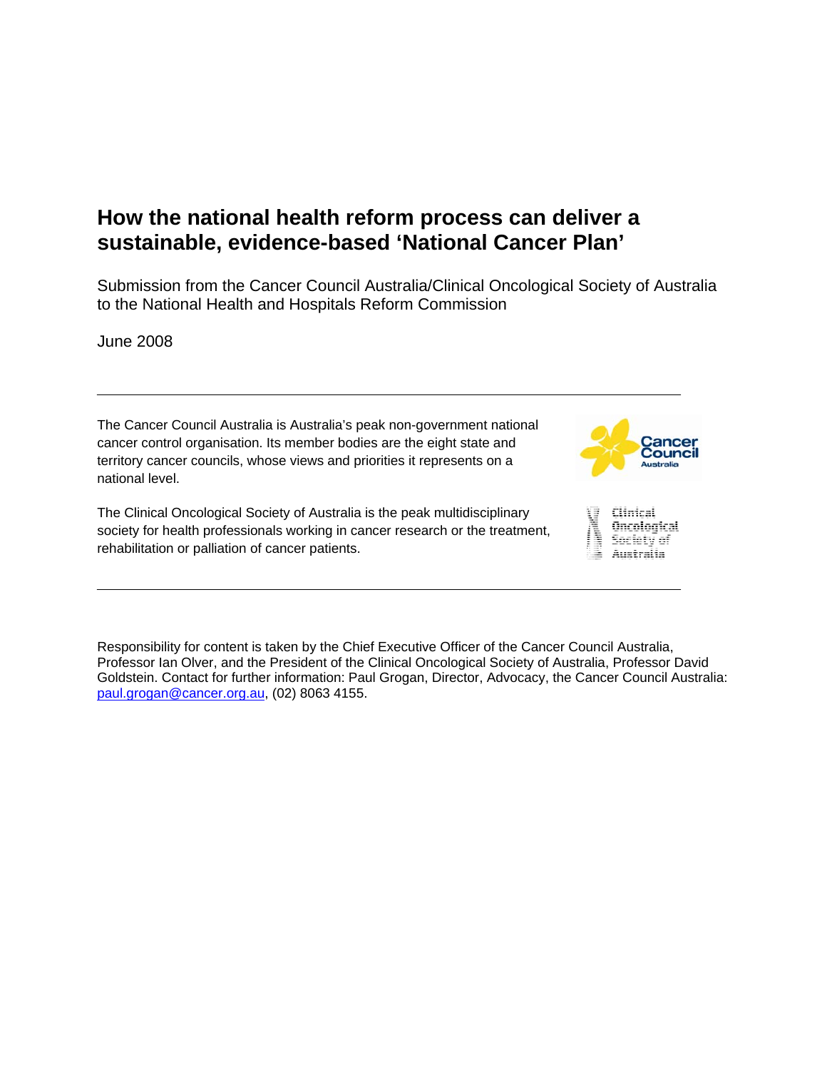# How the national health reform process can deliver a sustainable, evidence-based 'National Cancer Plan'

Submission from the Cancer Council Australia/Clinical Oncological Society of Australia to the National Health and Hospitals Reform Commission

June 2008

---

The Cancer Council Australia is Australia's peak non-government national cancer control organisation. Its member bodies are the eight state and territory cancer councils, whose views and priorities it represents on a national level.

The Clinical Oncological Society of Australia is the peak multidisciplinary society for health professionals working in cancer research or the treatment, rehabilitation or palliation of cancer patients.

---

Responsibility for content is taken by the Chief Executive Officer of the Cancer Council Australia, Professor Ian Olver, and the President of the Clinical Oncological Society of Australia, Professor David Goldstein. Contact for further information: Paul Grogan, Director, Advocacy, the Cancer Council Australia: paul.grogan@cancer.org.au, (02) 8063 4155.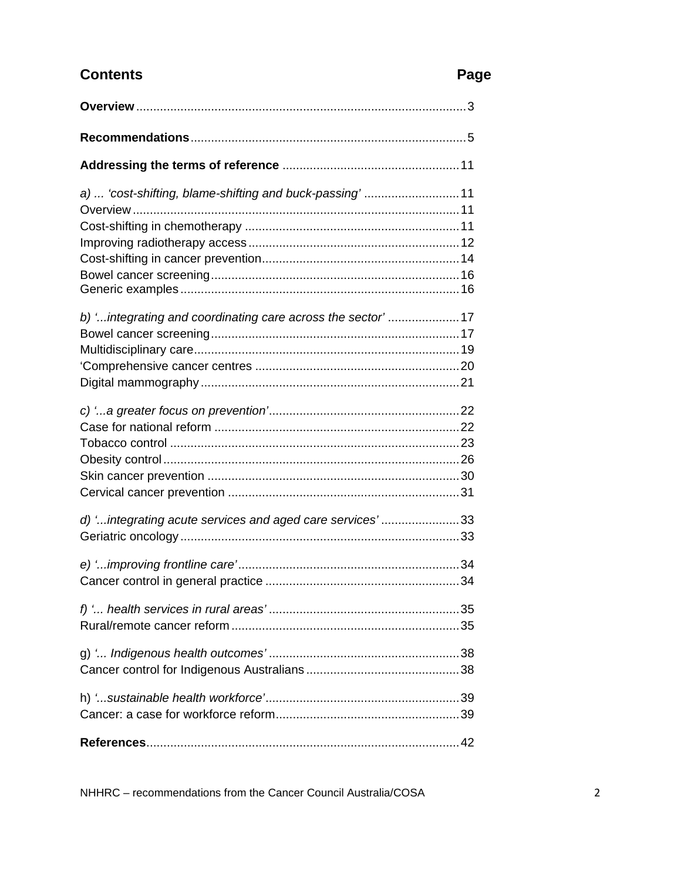# Contents

| | Page |
|---|---|
| **Overview** | 3 |
| **Recommendations** | 5 |
| **Addressing the terms of reference** | 11 |
| *a) ... 'cost-shifting, blame-shifting and buck-passing'* | 11 |
| Overview | 11 |
| Cost-shifting in chemotherapy | 11 |
| Improving radiotherapy access | 12 |
| Cost-shifting in cancer prevention | 14 |
| Bowel cancer screening | 16 |
| Generic examples | 16 |
| *b) '...integrating and coordinating care across the sector'* | 17 |
| Bowel cancer screening | 17 |
| Multidisciplinary care | 19 |
| 'Comprehensive cancer centres | 20 |
| Digital mammography | 21 |
| *c) '...a greater focus on prevention'* | 22 |
| Case for national reform | 22 |
| Tobacco control | 23 |
| Obesity control | 26 |
| Skin cancer prevention | 30 |
| Cervical cancer prevention | 31 |
| *d) '...integrating acute services and aged care services'* | 33 |
| Geriatric oncology | 33 |
| *e) '...improving frontline care'* | 34 |
| Cancer control in general practice | 34 |
| *f) '... health services in rural areas'* | 35 |
| Rural/remote cancer reform | 35 |
| g) *'... Indigenous health outcomes'* | 38 |
| Cancer control for Indigenous Australians | 38 |
| h) *'...sustainable health workforce'* | 39 |
| Cancer: a case for workforce reform | 39 |
| **References** | 42 |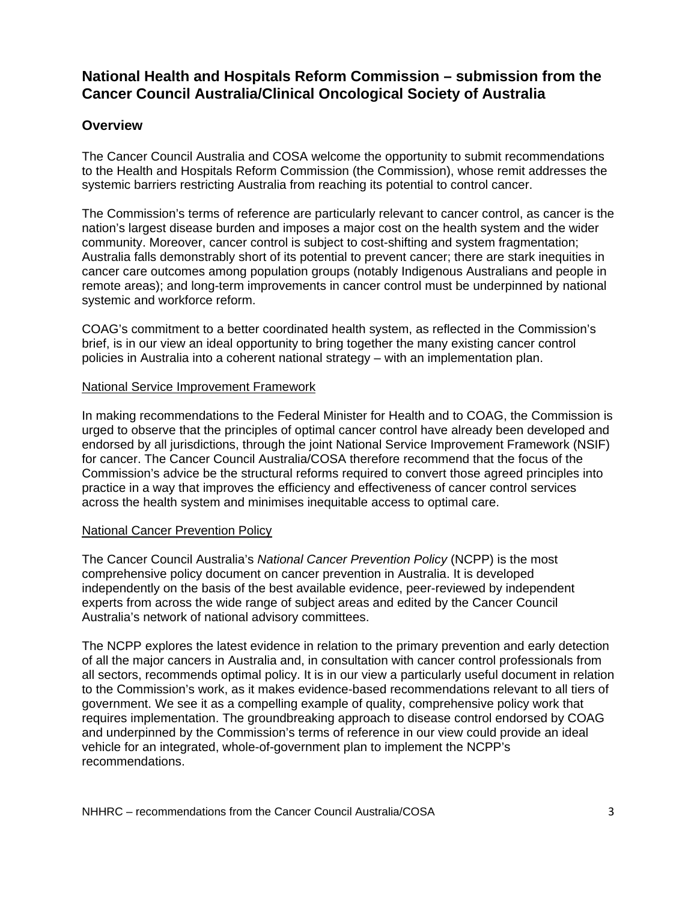## National Health and Hospitals Reform Commission – submission from the Cancer Council Australia/Clinical Oncological Society of Australia

## Overview

The Cancer Council Australia and COSA welcome the opportunity to submit recommendations to the Health and Hospitals Reform Commission (the Commission), whose remit addresses the systemic barriers restricting Australia from reaching its potential to control cancer.

The Commission's terms of reference are particularly relevant to cancer control, as cancer is the nation's largest disease burden and imposes a major cost on the health system and the wider community. Moreover, cancer control is subject to cost-shifting and system fragmentation; Australia falls demonstrably short of its potential to prevent cancer; there are stark inequities in cancer care outcomes among population groups (notably Indigenous Australians and people in remote areas); and long-term improvements in cancer control must be underpinned by national systemic and workforce reform.

COAG's commitment to a better coordinated health system, as reflected in the Commission's brief, is in our view an ideal opportunity to bring together the many existing cancer control policies in Australia into a coherent national strategy – with an implementation plan.

<u>National Service Improvement Framework</u>

In making recommendations to the Federal Minister for Health and to COAG, the Commission is urged to observe that the principles of optimal cancer control have already been developed and endorsed by all jurisdictions, through the joint National Service Improvement Framework (NSIF) for cancer. The Cancer Council Australia/COSA therefore recommend that the focus of the Commission's advice be the structural reforms required to convert those agreed principles into practice in a way that improves the efficiency and effectiveness of cancer control services across the health system and minimises inequitable access to optimal care.

<u>National Cancer Prevention Policy</u>

The Cancer Council Australia's *National Cancer Prevention Policy* (NCPP) is the most comprehensive policy document on cancer prevention in Australia. It is developed independently on the basis of the best available evidence, peer-reviewed by independent experts from across the wide range of subject areas and edited by the Cancer Council Australia's network of national advisory committees.

The NCPP explores the latest evidence in relation to the primary prevention and early detection of all the major cancers in Australia and, in consultation with cancer control professionals from all sectors, recommends optimal policy. It is in our view a particularly useful document in relation to the Commission's work, as it makes evidence-based recommendations relevant to all tiers of government. We see it as a compelling example of quality, comprehensive policy work that requires implementation. The groundbreaking approach to disease control endorsed by COAG and underpinned by the Commission's terms of reference in our view could provide an ideal vehicle for an integrated, whole-of-government plan to implement the NCPP's recommendations.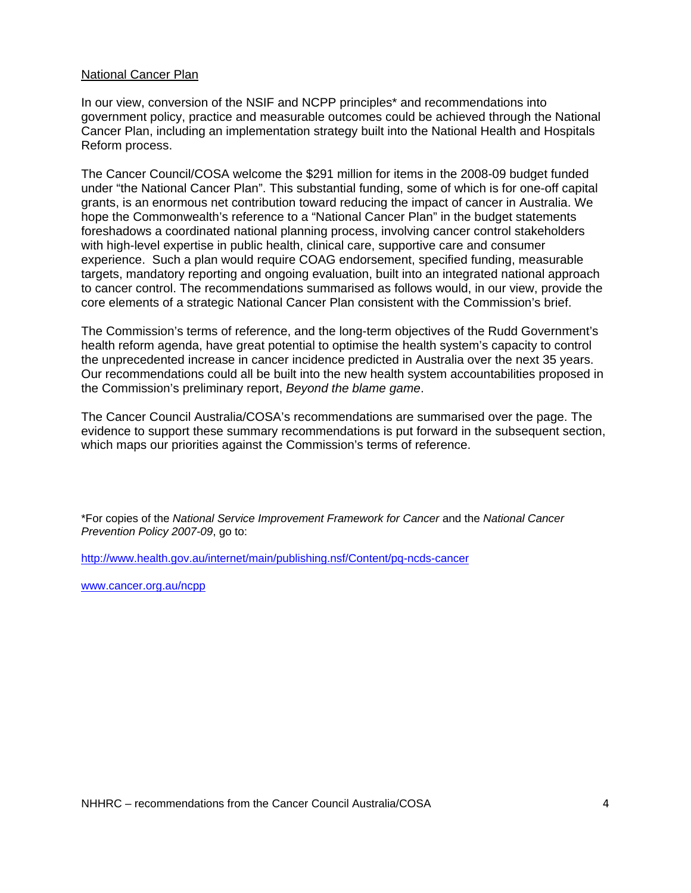## National Cancer Plan

In our view, conversion of the NSIF and NCPP principles* and recommendations into government policy, practice and measurable outcomes could be achieved through the National Cancer Plan, including an implementation strategy built into the National Health and Hospitals Reform process.

The Cancer Council/COSA welcome the $291 million for items in the 2008-09 budget funded under "the National Cancer Plan". This substantial funding, some of which is for one-off capital grants, is an enormous net contribution toward reducing the impact of cancer in Australia. We hope the Commonwealth's reference to a "National Cancer Plan" in the budget statements foreshadows a coordinated national planning process, involving cancer control stakeholders with high-level expertise in public health, clinical care, supportive care and consumer experience. Such a plan would require COAG endorsement, specified funding, measurable targets, mandatory reporting and ongoing evaluation, built into an integrated national approach to cancer control. The recommendations summarised as follows would, in our view, provide the core elements of a strategic National Cancer Plan consistent with the Commission's brief.

The Commission's terms of reference, and the long-term objectives of the Rudd Government's health reform agenda, have great potential to optimise the health system's capacity to control the unprecedented increase in cancer incidence predicted in Australia over the next 35 years. Our recommendations could all be built into the new health system accountabilities proposed in the Commission's preliminary report, *Beyond the blame game*.

The Cancer Council Australia/COSA's recommendations are summarised over the page. The evidence to support these summary recommendations is put forward in the subsequent section, which maps our priorities against the Commission's terms of reference.

*For copies of the *National Service Improvement Framework for Cancer* and the *National Cancer Prevention Policy 2007-09*, go to:

http://www.health.gov.au/internet/main/publishing.nsf/Content/pq-ncds-cancer

www.cancer.org.au/ncpp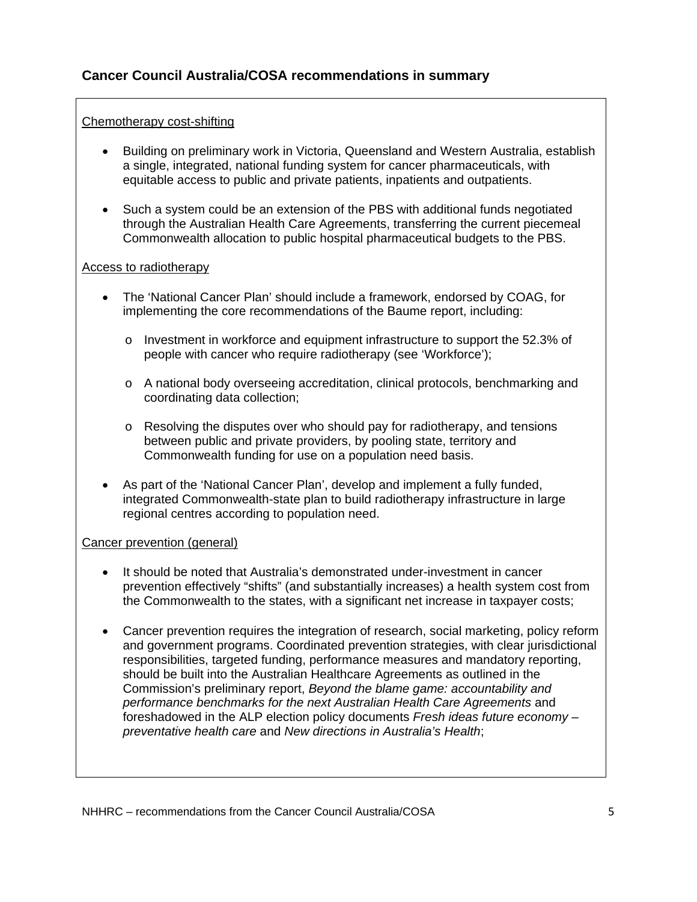## Cancer Council Australia/COSA recommendations in summary

Chemotherapy cost-shifting

- Building on preliminary work in Victoria, Queensland and Western Australia, establish a single, integrated, national funding system for cancer pharmaceuticals, with equitable access to public and private patients, inpatients and outpatients.
- Such a system could be an extension of the PBS with additional funds negotiated through the Australian Health Care Agreements, transferring the current piecemeal Commonwealth allocation to public hospital pharmaceutical budgets to the PBS.

Access to radiotherapy

- The 'National Cancer Plan' should include a framework, endorsed by COAG, for implementing the core recommendations of the Baume report, including:
  - Investment in workforce and equipment infrastructure to support the 52.3% of people with cancer who require radiotherapy (see 'Workforce');
  - A national body overseeing accreditation, clinical protocols, benchmarking and coordinating data collection;
  - Resolving the disputes over who should pay for radiotherapy, and tensions between public and private providers, by pooling state, territory and Commonwealth funding for use on a population need basis.
- As part of the 'National Cancer Plan', develop and implement a fully funded, integrated Commonwealth-state plan to build radiotherapy infrastructure in large regional centres according to population need.

Cancer prevention (general)

- It should be noted that Australia's demonstrated under-investment in cancer prevention effectively "shifts" (and substantially increases) a health system cost from the Commonwealth to the states, with a significant net increase in taxpayer costs;
- Cancer prevention requires the integration of research, social marketing, policy reform and government programs. Coordinated prevention strategies, with clear jurisdictional responsibilities, targeted funding, performance measures and mandatory reporting, should be built into the Australian Healthcare Agreements as outlined in the Commission's preliminary report, *Beyond the blame game: accountability and performance benchmarks for the next Australian Health Care Agreements* and foreshadowed in the ALP election policy documents *Fresh ideas future economy – preventative health care* and *New directions in Australia's Health*;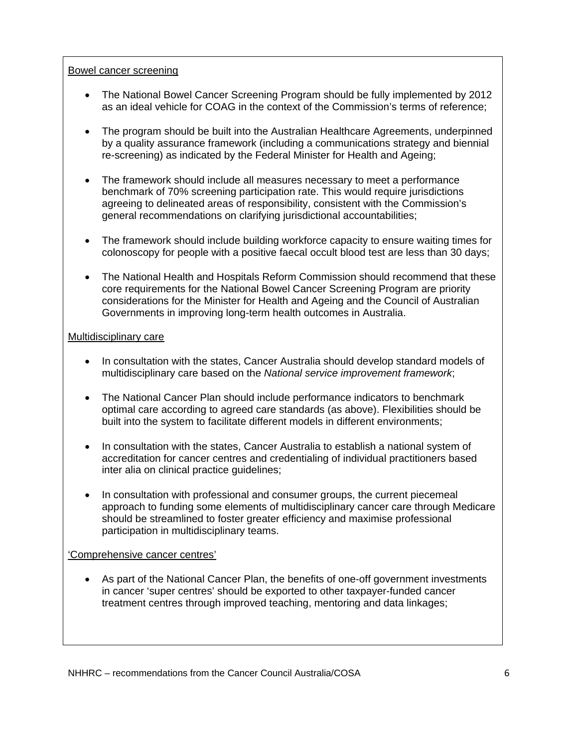Bowel cancer screening

- The National Bowel Cancer Screening Program should be fully implemented by 2012 as an ideal vehicle for COAG in the context of the Commission's terms of reference;

- The program should be built into the Australian Healthcare Agreements, underpinned by a quality assurance framework (including a communications strategy and biennial re-screening) as indicated by the Federal Minister for Health and Ageing;

- The framework should include all measures necessary to meet a performance benchmark of 70% screening participation rate. This would require jurisdictions agreeing to delineated areas of responsibility, consistent with the Commission's general recommendations on clarifying jurisdictional accountabilities;

- The framework should include building workforce capacity to ensure waiting times for colonoscopy for people with a positive faecal occult blood test are less than 30 days;

- The National Health and Hospitals Reform Commission should recommend that these core requirements for the National Bowel Cancer Screening Program are priority considerations for the Minister for Health and Ageing and the Council of Australian Governments in improving long-term health outcomes in Australia.

Multidisciplinary care

- In consultation with the states, Cancer Australia should develop standard models of multidisciplinary care based on the *National service improvement framework*;

- The National Cancer Plan should include performance indicators to benchmark optimal care according to agreed care standards (as above). Flexibilities should be built into the system to facilitate different models in different environments;

- In consultation with the states, Cancer Australia to establish a national system of accreditation for cancer centres and credentialing of individual practitioners based inter alia on clinical practice guidelines;

- In consultation with professional and consumer groups, the current piecemeal approach to funding some elements of multidisciplinary cancer care through Medicare should be streamlined to foster greater efficiency and maximise professional participation in multidisciplinary teams.

'Comprehensive cancer centres'

- As part of the National Cancer Plan, the benefits of one-off government investments in cancer 'super centres' should be exported to other taxpayer-funded cancer treatment centres through improved teaching, mentoring and data linkages;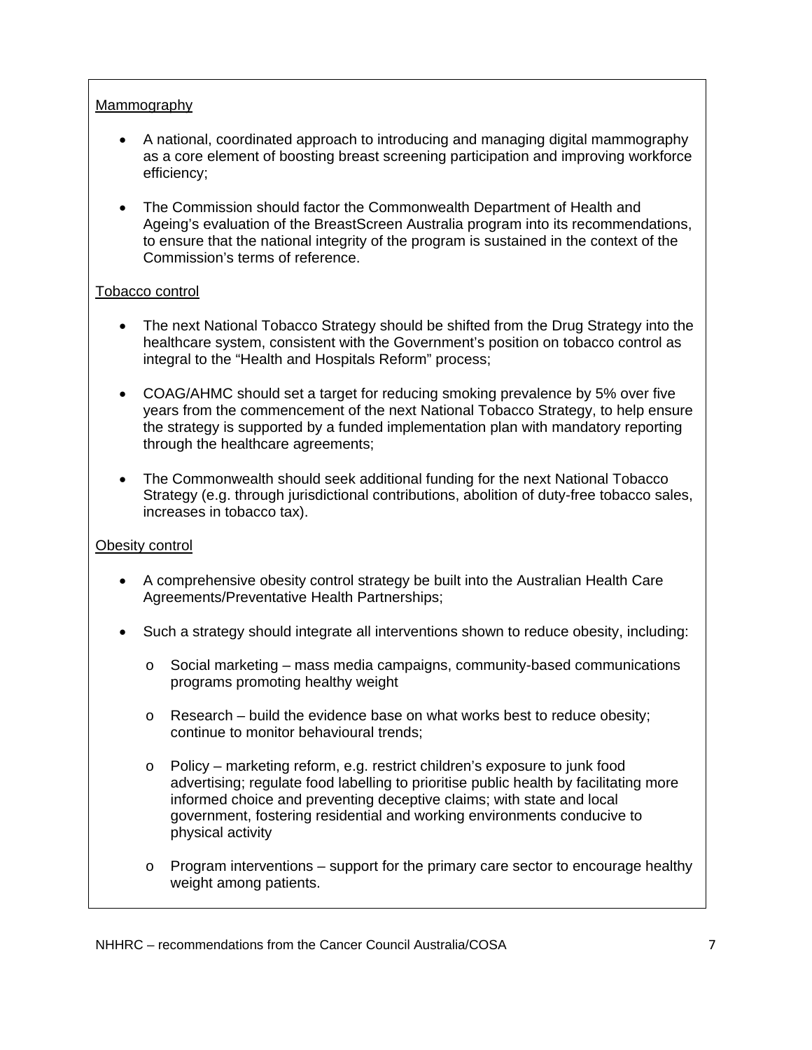Mammography

- A national, coordinated approach to introducing and managing digital mammography as a core element of boosting breast screening participation and improving workforce efficiency;

- The Commission should factor the Commonwealth Department of Health and Ageing's evaluation of the BreastScreen Australia program into its recommendations, to ensure that the national integrity of the program is sustained in the context of the Commission's terms of reference.

Tobacco control

- The next National Tobacco Strategy should be shifted from the Drug Strategy into the healthcare system, consistent with the Government's position on tobacco control as integral to the "Health and Hospitals Reform" process;

- COAG/AHMC should set a target for reducing smoking prevalence by 5% over five years from the commencement of the next National Tobacco Strategy, to help ensure the strategy is supported by a funded implementation plan with mandatory reporting through the healthcare agreements;

- The Commonwealth should seek additional funding for the next National Tobacco Strategy (e.g. through jurisdictional contributions, abolition of duty-free tobacco sales, increases in tobacco tax).

Obesity control

- A comprehensive obesity control strategy be built into the Australian Health Care Agreements/Preventative Health Partnerships;

- Such a strategy should integrate all interventions shown to reduce obesity, including:

  - Social marketing – mass media campaigns, community-based communications programs promoting healthy weight

  - Research – build the evidence base on what works best to reduce obesity; continue to monitor behavioural trends;

  - Policy – marketing reform, e.g. restrict children's exposure to junk food advertising; regulate food labelling to prioritise public health by facilitating more informed choice and preventing deceptive claims; with state and local government, fostering residential and working environments conducive to physical activity

  - Program interventions – support for the primary care sector to encourage healthy weight among patients.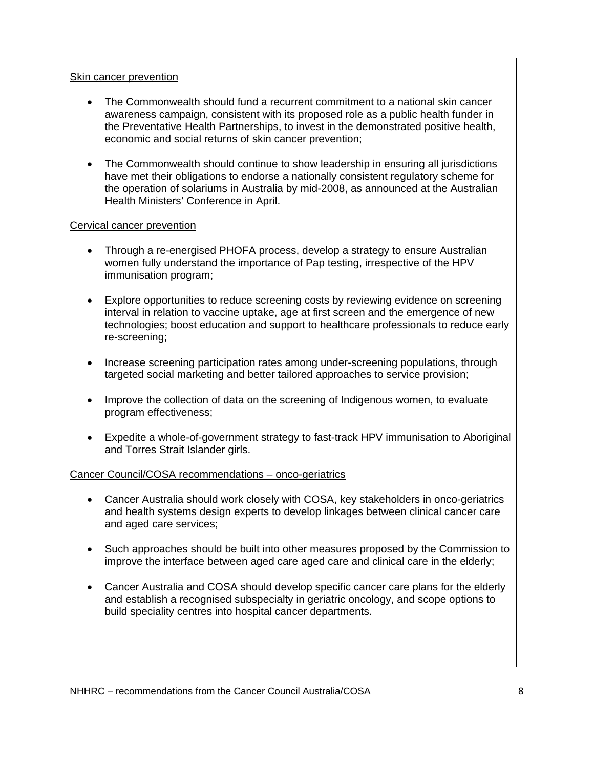Skin cancer prevention

- The Commonwealth should fund a recurrent commitment to a national skin cancer awareness campaign, consistent with its proposed role as a public health funder in the Preventative Health Partnerships, to invest in the demonstrated positive health, economic and social returns of skin cancer prevention;

- The Commonwealth should continue to show leadership in ensuring all jurisdictions have met their obligations to endorse a nationally consistent regulatory scheme for the operation of solariums in Australia by mid-2008, as announced at the Australian Health Ministers' Conference in April.

Cervical cancer prevention

- Through a re-energised PHOFA process, develop a strategy to ensure Australian women fully understand the importance of Pap testing, irrespective of the HPV immunisation program;

- Explore opportunities to reduce screening costs by reviewing evidence on screening interval in relation to vaccine uptake, age at first screen and the emergence of new technologies; boost education and support to healthcare professionals to reduce early re-screening;

- Increase screening participation rates among under-screening populations, through targeted social marketing and better tailored approaches to service provision;

- Improve the collection of data on the screening of Indigenous women, to evaluate program effectiveness;

- Expedite a whole-of-government strategy to fast-track HPV immunisation to Aboriginal and Torres Strait Islander girls.

Cancer Council/COSA recommendations – onco-geriatrics

- Cancer Australia should work closely with COSA, key stakeholders in onco-geriatrics and health systems design experts to develop linkages between clinical cancer care and aged care services;

- Such approaches should be built into other measures proposed by the Commission to improve the interface between aged care aged care and clinical care in the elderly;

- Cancer Australia and COSA should develop specific cancer care plans for the elderly and establish a recognised subspecialty in geriatric oncology, and scope options to build speciality centres into hospital cancer departments.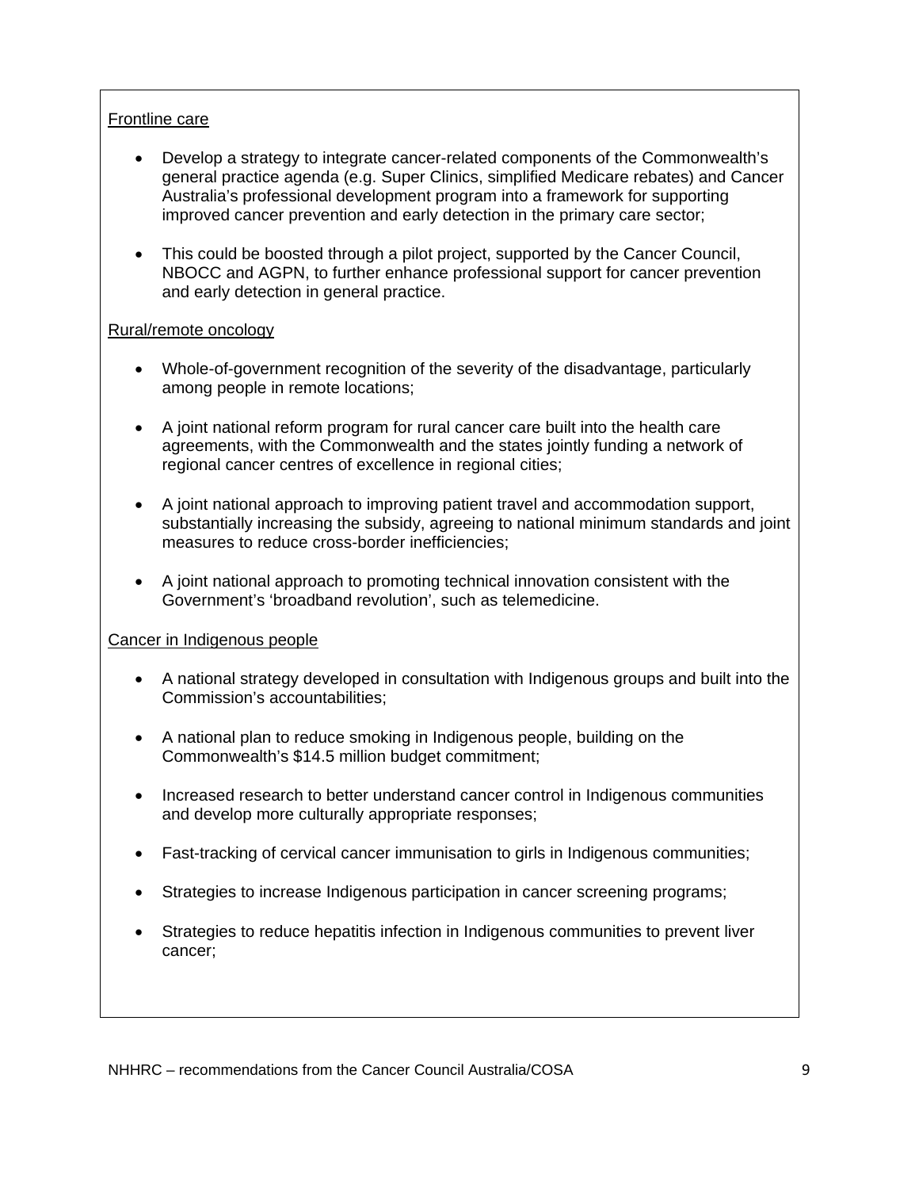Frontline care

- Develop a strategy to integrate cancer-related components of the Commonwealth's general practice agenda (e.g. Super Clinics, simplified Medicare rebates) and Cancer Australia's professional development program into a framework for supporting improved cancer prevention and early detection in the primary care sector;

- This could be boosted through a pilot project, supported by the Cancer Council, NBOCC and AGPN, to further enhance professional support for cancer prevention and early detection in general practice.

Rural/remote oncology

- Whole-of-government recognition of the severity of the disadvantage, particularly among people in remote locations;

- A joint national reform program for rural cancer care built into the health care agreements, with the Commonwealth and the states jointly funding a network of regional cancer centres of excellence in regional cities;

- A joint national approach to improving patient travel and accommodation support, substantially increasing the subsidy, agreeing to national minimum standards and joint measures to reduce cross-border inefficiencies;

- A joint national approach to promoting technical innovation consistent with the Government's 'broadband revolution', such as telemedicine.

Cancer in Indigenous people

- A national strategy developed in consultation with Indigenous groups and built into the Commission's accountabilities;

- A national plan to reduce smoking in Indigenous people, building on the Commonwealth's $14.5 million budget commitment;

- Increased research to better understand cancer control in Indigenous communities and develop more culturally appropriate responses;

- Fast-tracking of cervical cancer immunisation to girls in Indigenous communities;

- Strategies to increase Indigenous participation in cancer screening programs;

- Strategies to reduce hepatitis infection in Indigenous communities to prevent liver cancer;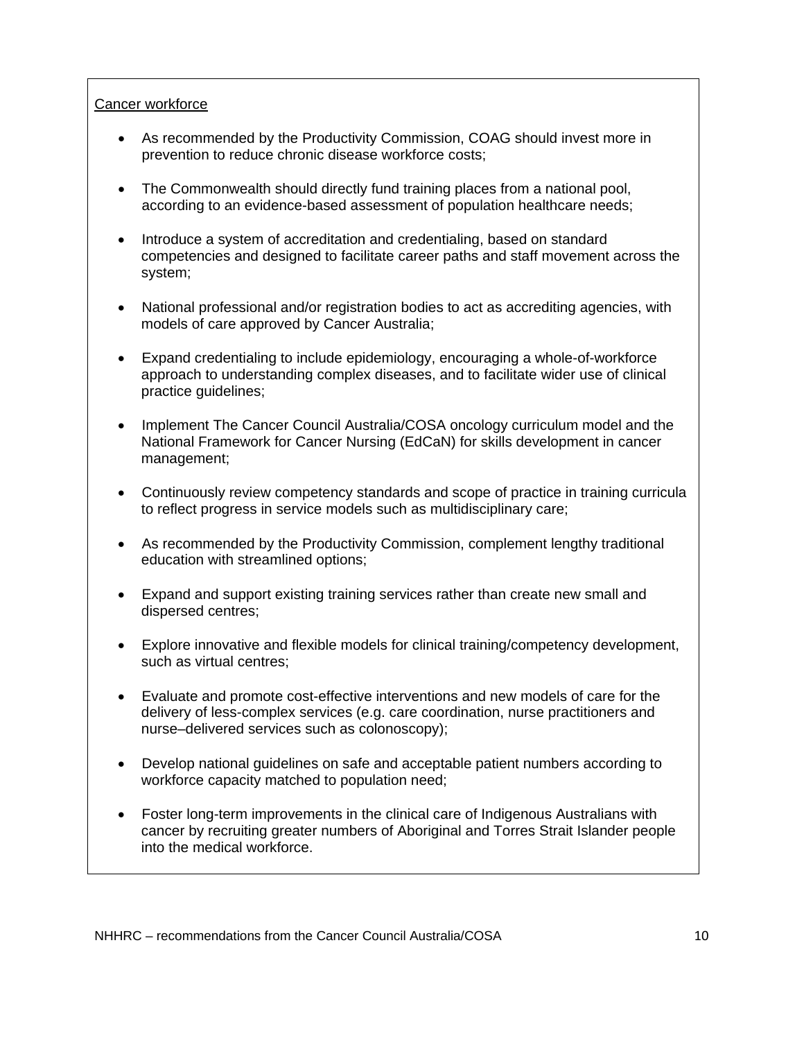Cancer workforce

- As recommended by the Productivity Commission, COAG should invest more in prevention to reduce chronic disease workforce costs;
- The Commonwealth should directly fund training places from a national pool, according to an evidence-based assessment of population healthcare needs;
- Introduce a system of accreditation and credentialing, based on standard competencies and designed to facilitate career paths and staff movement across the system;
- National professional and/or registration bodies to act as accrediting agencies, with models of care approved by Cancer Australia;
- Expand credentialing to include epidemiology, encouraging a whole-of-workforce approach to understanding complex diseases, and to facilitate wider use of clinical practice guidelines;
- Implement The Cancer Council Australia/COSA oncology curriculum model and the National Framework for Cancer Nursing (EdCaN) for skills development in cancer management;
- Continuously review competency standards and scope of practice in training curricula to reflect progress in service models such as multidisciplinary care;
- As recommended by the Productivity Commission, complement lengthy traditional education with streamlined options;
- Expand and support existing training services rather than create new small and dispersed centres;
- Explore innovative and flexible models for clinical training/competency development, such as virtual centres;
- Evaluate and promote cost-effective interventions and new models of care for the delivery of less-complex services (e.g. care coordination, nurse practitioners and nurse–delivered services such as colonoscopy);
- Develop national guidelines on safe and acceptable patient numbers according to workforce capacity matched to population need;
- Foster long-term improvements in the clinical care of Indigenous Australians with cancer by recruiting greater numbers of Aboriginal and Torres Strait Islander people into the medical workforce.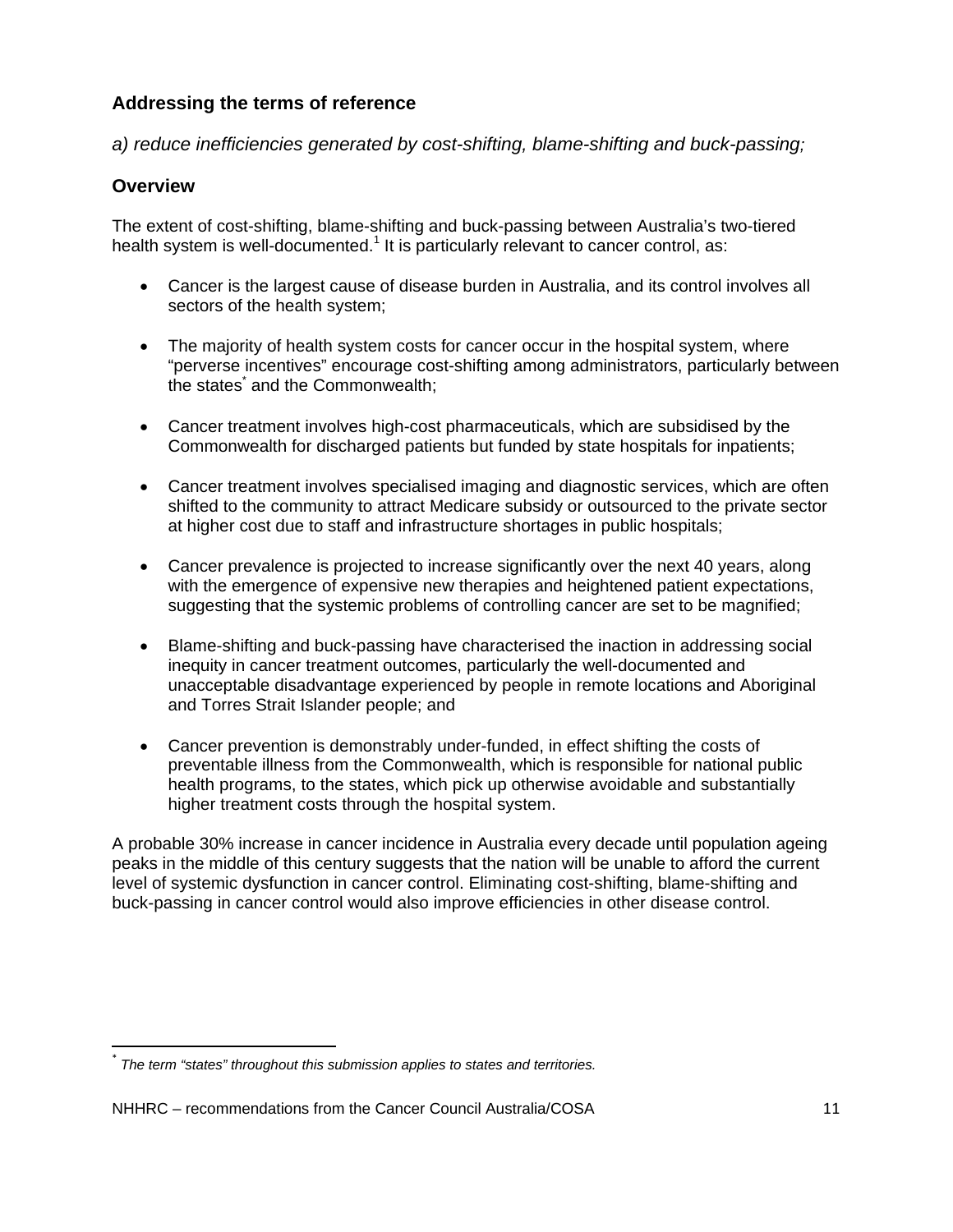## Addressing the terms of reference

*a) reduce inefficiencies generated by cost-shifting, blame-shifting and buck-passing;*

## Overview

The extent of cost-shifting, blame-shifting and buck-passing between Australia's two-tiered health system is well-documented.[1] It is particularly relevant to cancer control, as:

- Cancer is the largest cause of disease burden in Australia, and its control involves all sectors of the health system;
- The majority of health system costs for cancer occur in the hospital system, where "perverse incentives" encourage cost-shifting among administrators, particularly between the states[*] and the Commonwealth;
- Cancer treatment involves high-cost pharmaceuticals, which are subsidised by the Commonwealth for discharged patients but funded by state hospitals for inpatients;
- Cancer treatment involves specialised imaging and diagnostic services, which are often shifted to the community to attract Medicare subsidy or outsourced to the private sector at higher cost due to staff and infrastructure shortages in public hospitals;
- Cancer prevalence is projected to increase significantly over the next 40 years, along with the emergence of expensive new therapies and heightened patient expectations, suggesting that the systemic problems of controlling cancer are set to be magnified;
- Blame-shifting and buck-passing have characterised the inaction in addressing social inequity in cancer treatment outcomes, particularly the well-documented and unacceptable disadvantage experienced by people in remote locations and Aboriginal and Torres Strait Islander people; and
- Cancer prevention is demonstrably under-funded, in effect shifting the costs of preventable illness from the Commonwealth, which is responsible for national public health programs, to the states, which pick up otherwise avoidable and substantially higher treatment costs through the hospital system.

A probable 30% increase in cancer incidence in Australia every decade until population ageing peaks in the middle of this century suggests that the nation will be unable to afford the current level of systemic dysfunction in cancer control. Eliminating cost-shifting, blame-shifting and buck-passing in cancer control would also improve efficiencies in other disease control.

---

[*] *The term "states" throughout this submission applies to states and territories.*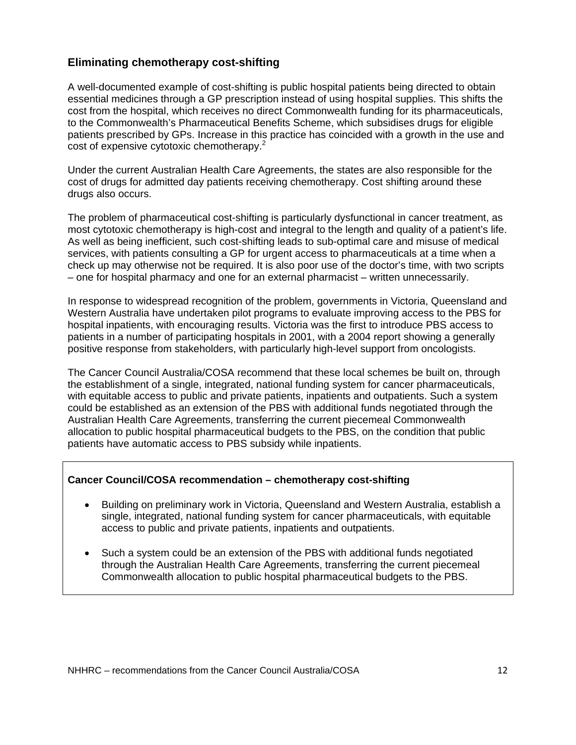## Eliminating chemotherapy cost-shifting

A well-documented example of cost-shifting is public hospital patients being directed to obtain essential medicines through a GP prescription instead of using hospital supplies. This shifts the cost from the hospital, which receives no direct Commonwealth funding for its pharmaceuticals, to the Commonwealth's Pharmaceutical Benefits Scheme, which subsidises drugs for eligible patients prescribed by GPs. Increase in this practice has coincided with a growth in the use and cost of expensive cytotoxic chemotherapy.[2]

Under the current Australian Health Care Agreements, the states are also responsible for the cost of drugs for admitted day patients receiving chemotherapy. Cost shifting around these drugs also occurs.

The problem of pharmaceutical cost-shifting is particularly dysfunctional in cancer treatment, as most cytotoxic chemotherapy is high-cost and integral to the length and quality of a patient's life. As well as being inefficient, such cost-shifting leads to sub-optimal care and misuse of medical services, with patients consulting a GP for urgent access to pharmaceuticals at a time when a check up may otherwise not be required. It is also poor use of the doctor's time, with two scripts – one for hospital pharmacy and one for an external pharmacist – written unnecessarily.

In response to widespread recognition of the problem, governments in Victoria, Queensland and Western Australia have undertaken pilot programs to evaluate improving access to the PBS for hospital inpatients, with encouraging results. Victoria was the first to introduce PBS access to patients in a number of participating hospitals in 2001, with a 2004 report showing a generally positive response from stakeholders, with particularly high-level support from oncologists.

The Cancer Council Australia/COSA recommend that these local schemes be built on, through the establishment of a single, integrated, national funding system for cancer pharmaceuticals, with equitable access to public and private patients, inpatients and outpatients. Such a system could be established as an extension of the PBS with additional funds negotiated through the Australian Health Care Agreements, transferring the current piecemeal Commonwealth allocation to public hospital pharmaceutical budgets to the PBS, on the condition that public patients have automatic access to PBS subsidy while inpatients.

**Cancer Council/COSA recommendation – chemotherapy cost-shifting**

- Building on preliminary work in Victoria, Queensland and Western Australia, establish a single, integrated, national funding system for cancer pharmaceuticals, with equitable access to public and private patients, inpatients and outpatients.
- Such a system could be an extension of the PBS with additional funds negotiated through the Australian Health Care Agreements, transferring the current piecemeal Commonwealth allocation to public hospital pharmaceutical budgets to the PBS.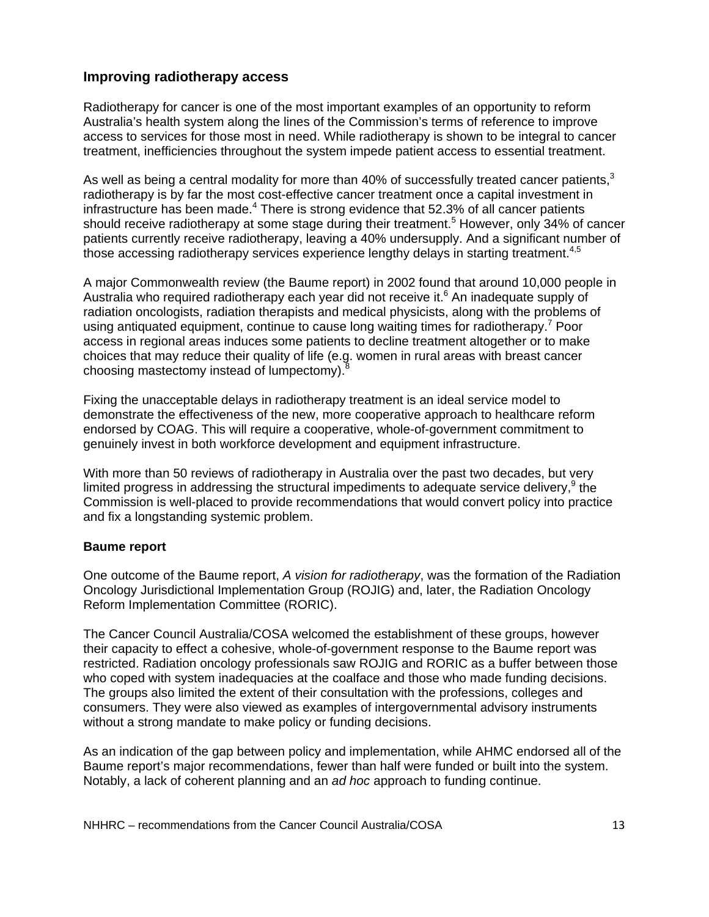## Improving radiotherapy access

Radiotherapy for cancer is one of the most important examples of an opportunity to reform Australia's health system along the lines of the Commission's terms of reference to improve access to services for those most in need. While radiotherapy is shown to be integral to cancer treatment, inefficiencies throughout the system impede patient access to essential treatment.

As well as being a central modality for more than 40% of successfully treated cancer patients,[3] radiotherapy is by far the most cost-effective cancer treatment once a capital investment in infrastructure has been made.[4] There is strong evidence that 52.3% of all cancer patients should receive radiotherapy at some stage during their treatment.[5] However, only 34% of cancer patients currently receive radiotherapy, leaving a 40% undersupply. And a significant number of those accessing radiotherapy services experience lengthy delays in starting treatment.[4,5]

A major Commonwealth review (the Baume report) in 2002 found that around 10,000 people in Australia who required radiotherapy each year did not receive it.[6] An inadequate supply of radiation oncologists, radiation therapists and medical physicists, along with the problems of using antiquated equipment, continue to cause long waiting times for radiotherapy.[7] Poor access in regional areas induces some patients to decline treatment altogether or to make choices that may reduce their quality of life (e.g. women in rural areas with breast cancer choosing mastectomy instead of lumpectomy).[8]

Fixing the unacceptable delays in radiotherapy treatment is an ideal service model to demonstrate the effectiveness of the new, more cooperative approach to healthcare reform endorsed by COAG. This will require a cooperative, whole-of-government commitment to genuinely invest in both workforce development and equipment infrastructure.

With more than 50 reviews of radiotherapy in Australia over the past two decades, but very limited progress in addressing the structural impediments to adequate service delivery,[9] the Commission is well-placed to provide recommendations that would convert policy into practice and fix a longstanding systemic problem.

### Baume report

One outcome of the Baume report, *A vision for radiotherapy*, was the formation of the Radiation Oncology Jurisdictional Implementation Group (ROJIG) and, later, the Radiation Oncology Reform Implementation Committee (RORIC).

The Cancer Council Australia/COSA welcomed the establishment of these groups, however their capacity to effect a cohesive, whole-of-government response to the Baume report was restricted. Radiation oncology professionals saw ROJIG and RORIC as a buffer between those who coped with system inadequacies at the coalface and those who made funding decisions. The groups also limited the extent of their consultation with the professions, colleges and consumers. They were also viewed as examples of intergovernmental advisory instruments without a strong mandate to make policy or funding decisions.

As an indication of the gap between policy and implementation, while AHMC endorsed all of the Baume report's major recommendations, fewer than half were funded or built into the system. Notably, a lack of coherent planning and an *ad hoc* approach to funding continue.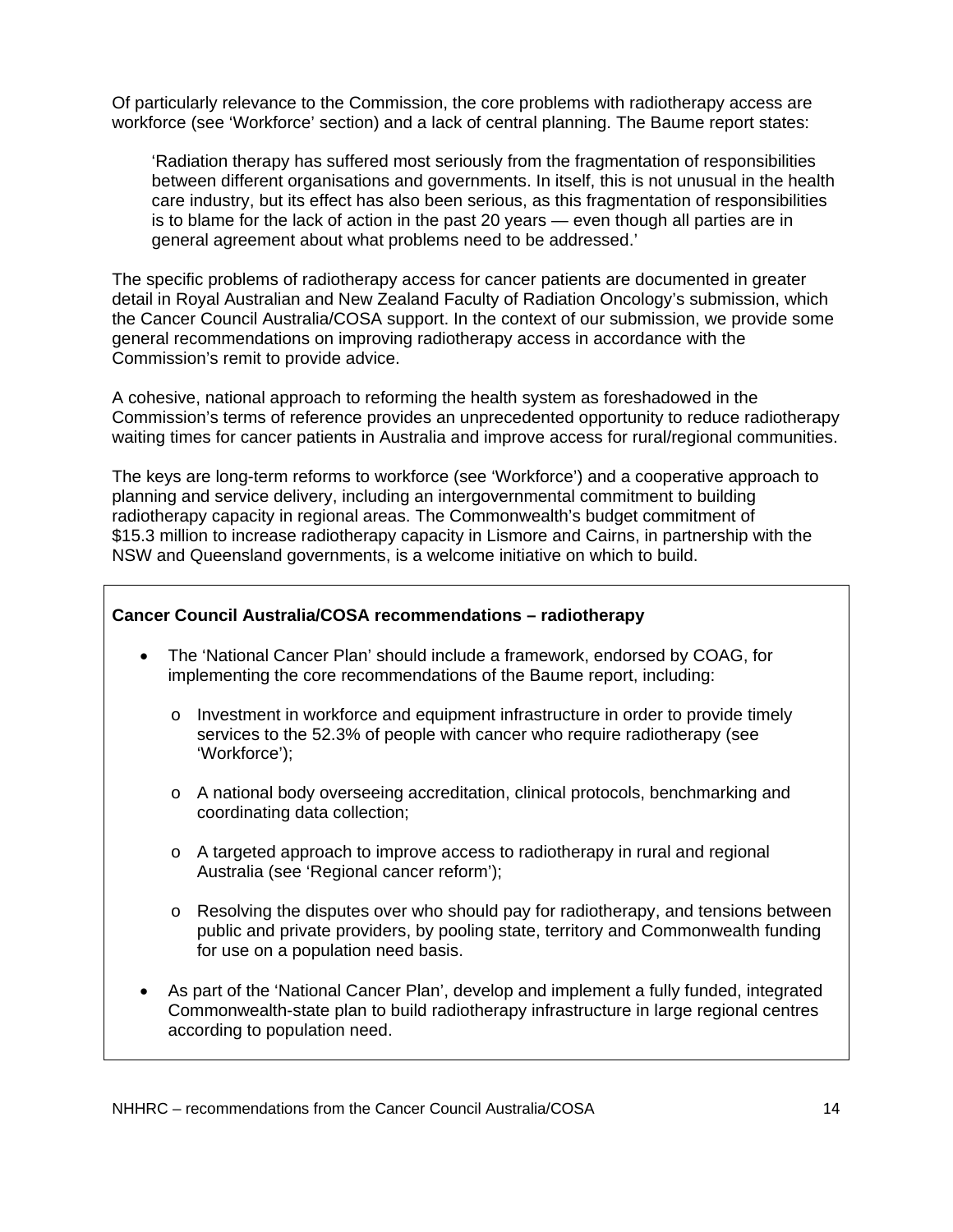Of particularly relevance to the Commission, the core problems with radiotherapy access are workforce (see 'Workforce' section) and a lack of central planning. The Baume report states:

> 'Radiation therapy has suffered most seriously from the fragmentation of responsibilities between different organisations and governments. In itself, this is not unusual in the health care industry, but its effect has also been serious, as this fragmentation of responsibilities is to blame for the lack of action in the past 20 years — even though all parties are in general agreement about what problems need to be addressed.'

The specific problems of radiotherapy access for cancer patients are documented in greater detail in Royal Australian and New Zealand Faculty of Radiation Oncology's submission, which the Cancer Council Australia/COSA support. In the context of our submission, we provide some general recommendations on improving radiotherapy access in accordance with the Commission's remit to provide advice.

A cohesive, national approach to reforming the health system as foreshadowed in the Commission's terms of reference provides an unprecedented opportunity to reduce radiotherapy waiting times for cancer patients in Australia and improve access for rural/regional communities.

The keys are long-term reforms to workforce (see 'Workforce') and a cooperative approach to planning and service delivery, including an intergovernmental commitment to building radiotherapy capacity in regional areas. The Commonwealth's budget commitment of $15.3 million to increase radiotherapy capacity in Lismore and Cairns, in partnership with the NSW and Queensland governments, is a welcome initiative on which to build.

**Cancer Council Australia/COSA recommendations – radiotherapy**

- The 'National Cancer Plan' should include a framework, endorsed by COAG, for implementing the core recommendations of the Baume report, including:
  - Investment in workforce and equipment infrastructure in order to provide timely services to the 52.3% of people with cancer who require radiotherapy (see 'Workforce');
  - A national body overseeing accreditation, clinical protocols, benchmarking and coordinating data collection;
  - A targeted approach to improve access to radiotherapy in rural and regional Australia (see 'Regional cancer reform');
  - Resolving the disputes over who should pay for radiotherapy, and tensions between public and private providers, by pooling state, territory and Commonwealth funding for use on a population need basis.
- As part of the 'National Cancer Plan', develop and implement a fully funded, integrated Commonwealth-state plan to build radiotherapy infrastructure in large regional centres according to population need.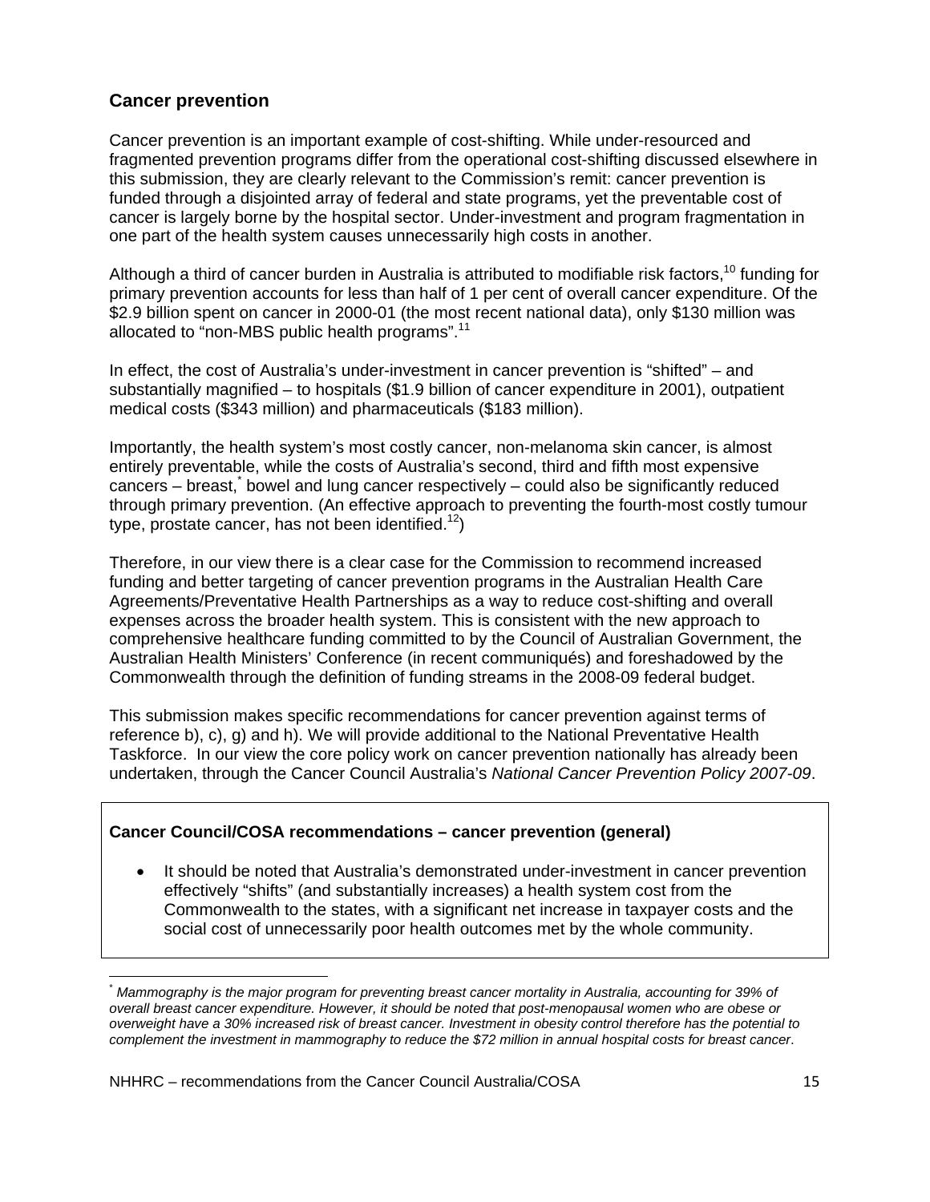## Cancer prevention

Cancer prevention is an important example of cost-shifting. While under-resourced and fragmented prevention programs differ from the operational cost-shifting discussed elsewhere in this submission, they are clearly relevant to the Commission's remit: cancer prevention is funded through a disjointed array of federal and state programs, yet the preventable cost of cancer is largely borne by the hospital sector. Under-investment and program fragmentation in one part of the health system causes unnecessarily high costs in another.

Although a third of cancer burden in Australia is attributed to modifiable risk factors,[10] funding for primary prevention accounts for less than half of 1 per cent of overall cancer expenditure. Of the $2.9 billion spent on cancer in 2000-01 (the most recent national data), only $130 million was allocated to "non-MBS public health programs".[11]

In effect, the cost of Australia's under-investment in cancer prevention is "shifted" – and substantially magnified – to hospitals ($1.9 billion of cancer expenditure in 2001), outpatient medical costs ($343 million) and pharmaceuticals ($183 million).

Importantly, the health system's most costly cancer, non-melanoma skin cancer, is almost entirely preventable, while the costs of Australia's second, third and fifth most expensive cancers – breast,[*] bowel and lung cancer respectively – could also be significantly reduced through primary prevention. (An effective approach to preventing the fourth-most costly tumour type, prostate cancer, has not been identified.[12])

Therefore, in our view there is a clear case for the Commission to recommend increased funding and better targeting of cancer prevention programs in the Australian Health Care Agreements/Preventative Health Partnerships as a way to reduce cost-shifting and overall expenses across the broader health system. This is consistent with the new approach to comprehensive healthcare funding committed to by the Council of Australian Government, the Australian Health Ministers' Conference (in recent communiqués) and foreshadowed by the Commonwealth through the definition of funding streams in the 2008-09 federal budget.

This submission makes specific recommendations for cancer prevention against terms of reference b), c), g) and h). We will provide additional to the National Preventative Health Taskforce. In our view the core policy work on cancer prevention nationally has already been undertaken, through the Cancer Council Australia's *National Cancer Prevention Policy 2007-09*.

**Cancer Council/COSA recommendations – cancer prevention (general)**

- It should be noted that Australia's demonstrated under-investment in cancer prevention effectively "shifts" (and substantially increases) a health system cost from the Commonwealth to the states, with a significant net increase in taxpayer costs and the social cost of unnecessarily poor health outcomes met by the whole community.

---

[*] *Mammography is the major program for preventing breast cancer mortality in Australia, accounting for 39% of overall breast cancer expenditure. However, it should be noted that post-menopausal women who are obese or overweight have a 30% increased risk of breast cancer. Investment in obesity control therefore has the potential to complement the investment in mammography to reduce the $72 million in annual hospital costs for breast cancer*.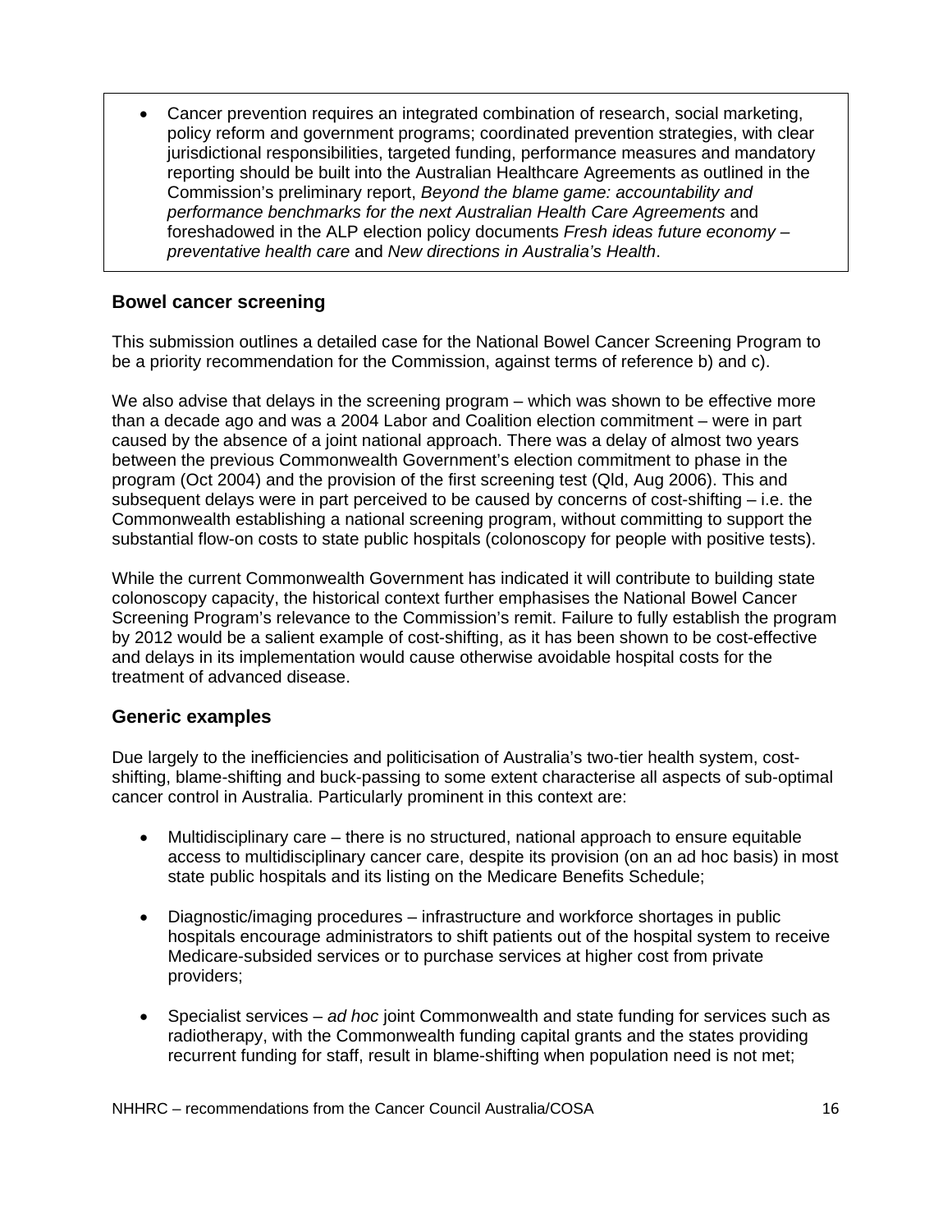- Cancer prevention requires an integrated combination of research, social marketing, policy reform and government programs; coordinated prevention strategies, with clear jurisdictional responsibilities, targeted funding, performance measures and mandatory reporting should be built into the Australian Healthcare Agreements as outlined in the Commission's preliminary report, *Beyond the blame game: accountability and performance benchmarks for the next Australian Health Care Agreements* and foreshadowed in the ALP election policy documents *Fresh ideas future economy – preventative health care* and *New directions in Australia's Health*.

## Bowel cancer screening

This submission outlines a detailed case for the National Bowel Cancer Screening Program to be a priority recommendation for the Commission, against terms of reference b) and c).

We also advise that delays in the screening program – which was shown to be effective more than a decade ago and was a 2004 Labor and Coalition election commitment – were in part caused by the absence of a joint national approach. There was a delay of almost two years between the previous Commonwealth Government's election commitment to phase in the program (Oct 2004) and the provision of the first screening test (Qld, Aug 2006). This and subsequent delays were in part perceived to be caused by concerns of cost-shifting – i.e. the Commonwealth establishing a national screening program, without committing to support the substantial flow-on costs to state public hospitals (colonoscopy for people with positive tests).

While the current Commonwealth Government has indicated it will contribute to building state colonoscopy capacity, the historical context further emphasises the National Bowel Cancer Screening Program's relevance to the Commission's remit. Failure to fully establish the program by 2012 would be a salient example of cost-shifting, as it has been shown to be cost-effective and delays in its implementation would cause otherwise avoidable hospital costs for the treatment of advanced disease.

## Generic examples

Due largely to the inefficiencies and politicisation of Australia's two-tier health system, cost-shifting, blame-shifting and buck-passing to some extent characterise all aspects of sub-optimal cancer control in Australia. Particularly prominent in this context are:

- Multidisciplinary care – there is no structured, national approach to ensure equitable access to multidisciplinary cancer care, despite its provision (on an ad hoc basis) in most state public hospitals and its listing on the Medicare Benefits Schedule;

- Diagnostic/imaging procedures – infrastructure and workforce shortages in public hospitals encourage administrators to shift patients out of the hospital system to receive Medicare-subsided services or to purchase services at higher cost from private providers;

- Specialist services – *ad hoc* joint Commonwealth and state funding for services such as radiotherapy, with the Commonwealth funding capital grants and the states providing recurrent funding for staff, result in blame-shifting when population need is not met;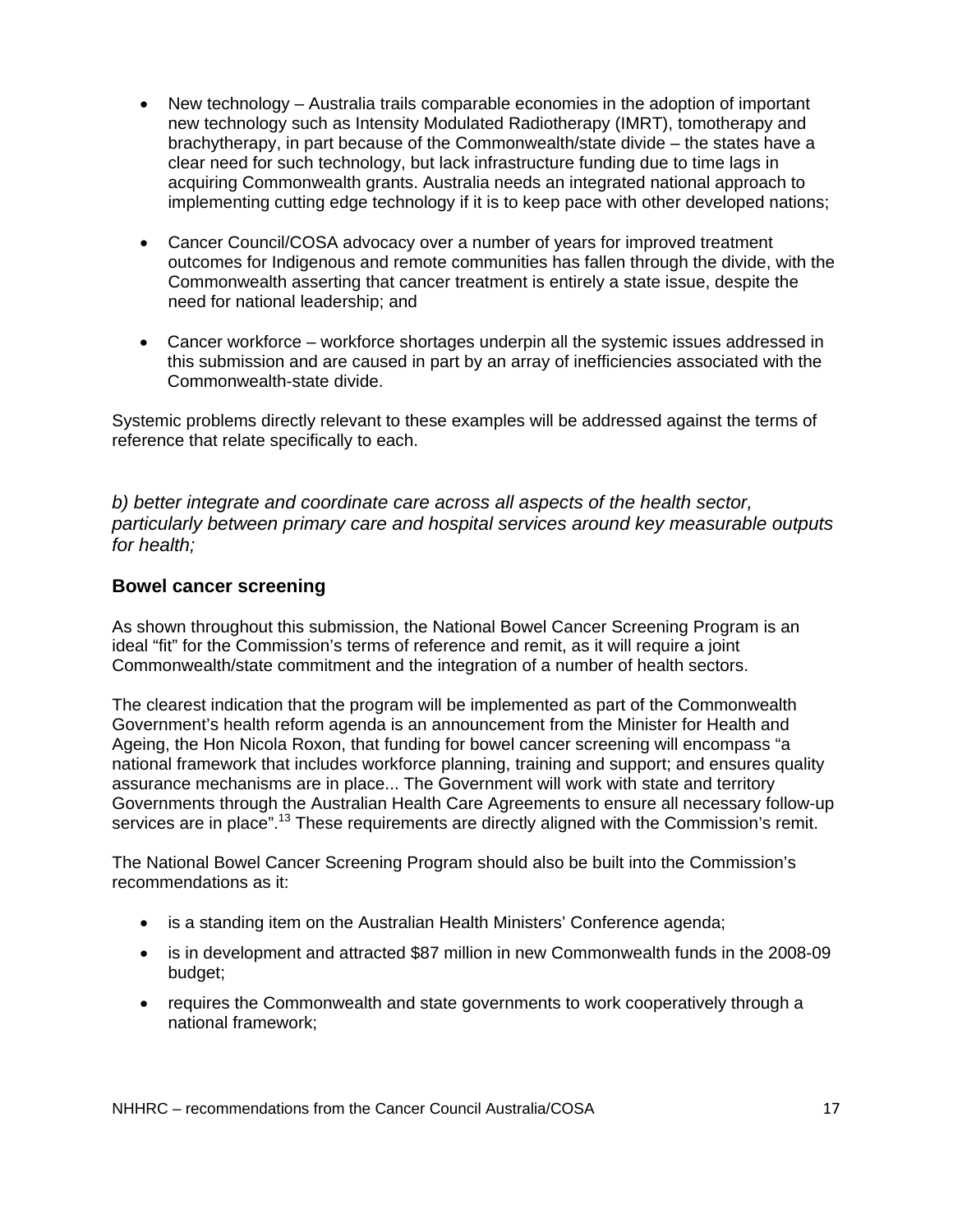- New technology – Australia trails comparable economies in the adoption of important new technology such as Intensity Modulated Radiotherapy (IMRT), tomotherapy and brachytherapy, in part because of the Commonwealth/state divide – the states have a clear need for such technology, but lack infrastructure funding due to time lags in acquiring Commonwealth grants. Australia needs an integrated national approach to implementing cutting edge technology if it is to keep pace with other developed nations;

- Cancer Council/COSA advocacy over a number of years for improved treatment outcomes for Indigenous and remote communities has fallen through the divide, with the Commonwealth asserting that cancer treatment is entirely a state issue, despite the need for national leadership; and

- Cancer workforce – workforce shortages underpin all the systemic issues addressed in this submission and are caused in part by an array of inefficiencies associated with the Commonwealth-state divide.

Systemic problems directly relevant to these examples will be addressed against the terms of reference that relate specifically to each.

*b) better integrate and coordinate care across all aspects of the health sector, particularly between primary care and hospital services around key measurable outputs for health;*

## Bowel cancer screening

As shown throughout this submission, the National Bowel Cancer Screening Program is an ideal "fit" for the Commission's terms of reference and remit, as it will require a joint Commonwealth/state commitment and the integration of a number of health sectors.

The clearest indication that the program will be implemented as part of the Commonwealth Government's health reform agenda is an announcement from the Minister for Health and Ageing, the Hon Nicola Roxon, that funding for bowel cancer screening will encompass "a national framework that includes workforce planning, training and support; and ensures quality assurance mechanisms are in place... The Government will work with state and territory Governments through the Australian Health Care Agreements to ensure all necessary follow-up services are in place".[13] These requirements are directly aligned with the Commission's remit.

The National Bowel Cancer Screening Program should also be built into the Commission's recommendations as it:

- is a standing item on the Australian Health Ministers' Conference agenda;
- is in development and attracted $87 million in new Commonwealth funds in the 2008-09 budget;
- requires the Commonwealth and state governments to work cooperatively through a national framework;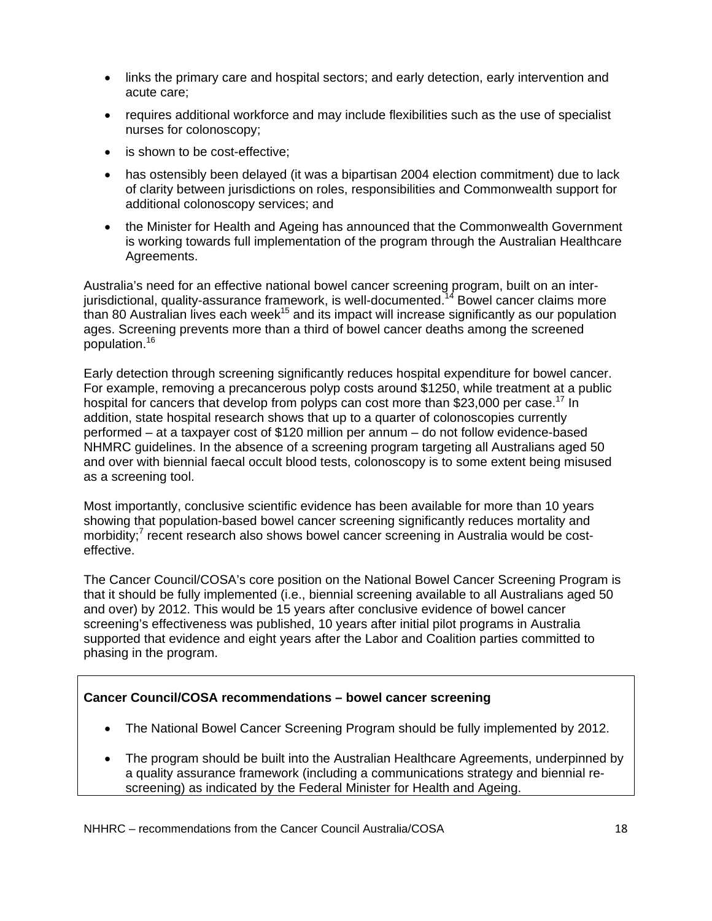- links the primary care and hospital sectors; and early detection, early intervention and acute care;
- requires additional workforce and may include flexibilities such as the use of specialist nurses for colonoscopy;
- is shown to be cost-effective;
- has ostensibly been delayed (it was a bipartisan 2004 election commitment) due to lack of clarity between jurisdictions on roles, responsibilities and Commonwealth support for additional colonoscopy services; and
- the Minister for Health and Ageing has announced that the Commonwealth Government is working towards full implementation of the program through the Australian Healthcare Agreements.

Australia's need for an effective national bowel cancer screening program, built on an inter-jurisdictional, quality-assurance framework, is well-documented.[14] Bowel cancer claims more than 80 Australian lives each week[15] and its impact will increase significantly as our population ages. Screening prevents more than a third of bowel cancer deaths among the screened population.[16]

Early detection through screening significantly reduces hospital expenditure for bowel cancer. For example, removing a precancerous polyp costs around $1250, while treatment at a public hospital for cancers that develop from polyps can cost more than $23,000 per case.[17] In addition, state hospital research shows that up to a quarter of colonoscopies currently performed – at a taxpayer cost of $120 million per annum – do not follow evidence-based NHMRC guidelines. In the absence of a screening program targeting all Australians aged 50 and over with biennial faecal occult blood tests, colonoscopy is to some extent being misused as a screening tool.

Most importantly, conclusive scientific evidence has been available for more than 10 years showing that population-based bowel cancer screening significantly reduces mortality and morbidity;[7] recent research also shows bowel cancer screening in Australia would be cost-effective.

The Cancer Council/COSA's core position on the National Bowel Cancer Screening Program is that it should be fully implemented (i.e., biennial screening available to all Australians aged 50 and over) by 2012. This would be 15 years after conclusive evidence of bowel cancer screening's effectiveness was published, 10 years after initial pilot programs in Australia supported that evidence and eight years after the Labor and Coalition parties committed to phasing in the program.

**Cancer Council/COSA recommendations – bowel cancer screening**

- The National Bowel Cancer Screening Program should be fully implemented by 2012.
- The program should be built into the Australian Healthcare Agreements, underpinned by a quality assurance framework (including a communications strategy and biennial re-screening) as indicated by the Federal Minister for Health and Ageing.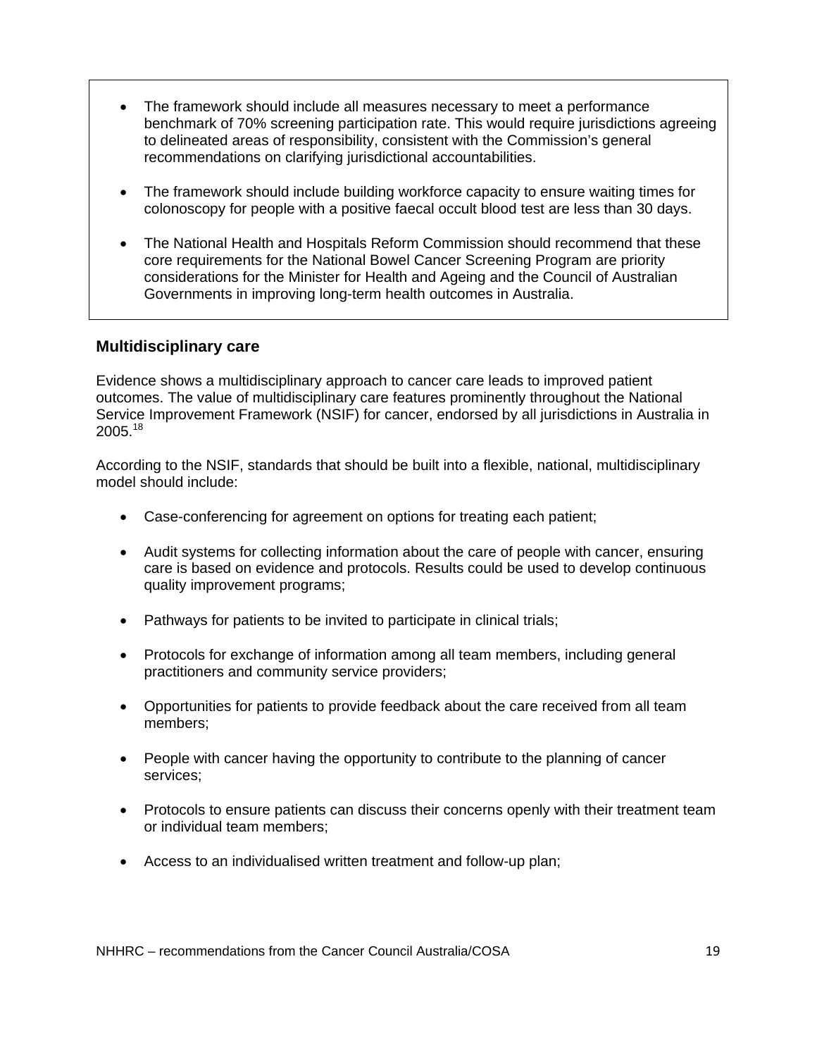- The framework should include all measures necessary to meet a performance benchmark of 70% screening participation rate. This would require jurisdictions agreeing to delineated areas of responsibility, consistent with the Commission's general recommendations on clarifying jurisdictional accountabilities.

- The framework should include building workforce capacity to ensure waiting times for colonoscopy for people with a positive faecal occult blood test are less than 30 days.

- The National Health and Hospitals Reform Commission should recommend that these core requirements for the National Bowel Cancer Screening Program are priority considerations for the Minister for Health and Ageing and the Council of Australian Governments in improving long-term health outcomes in Australia.

### Multidisciplinary care

Evidence shows a multidisciplinary approach to cancer care leads to improved patient outcomes. The value of multidisciplinary care features prominently throughout the National Service Improvement Framework (NSIF) for cancer, endorsed by all jurisdictions in Australia in 2005.[18]

According to the NSIF, standards that should be built into a flexible, national, multidisciplinary model should include:

- Case-conferencing for agreement on options for treating each patient;

- Audit systems for collecting information about the care of people with cancer, ensuring care is based on evidence and protocols. Results could be used to develop continuous quality improvement programs;

- Pathways for patients to be invited to participate in clinical trials;

- Protocols for exchange of information among all team members, including general practitioners and community service providers;

- Opportunities for patients to provide feedback about the care received from all team members;

- People with cancer having the opportunity to contribute to the planning of cancer services;

- Protocols to ensure patients can discuss their concerns openly with their treatment team or individual team members;

- Access to an individualised written treatment and follow-up plan;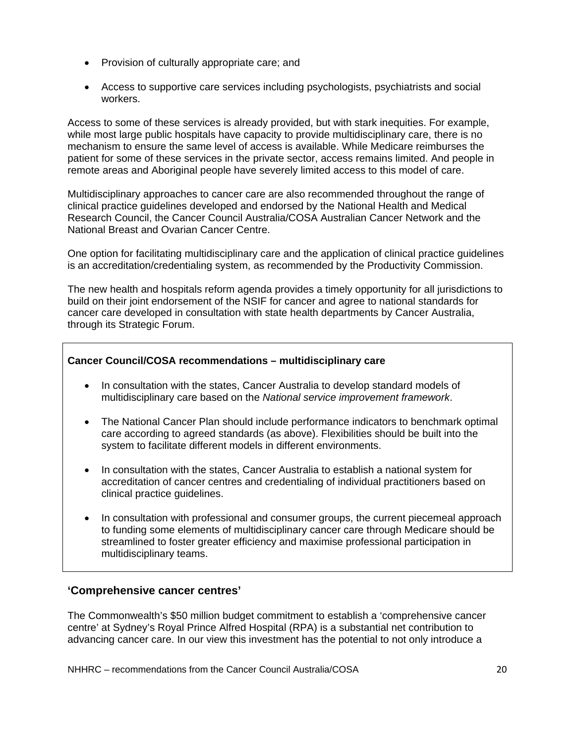- Provision of culturally appropriate care; and
- Access to supportive care services including psychologists, psychiatrists and social workers.

Access to some of these services is already provided, but with stark inequities. For example, while most large public hospitals have capacity to provide multidisciplinary care, there is no mechanism to ensure the same level of access is available. While Medicare reimburses the patient for some of these services in the private sector, access remains limited. And people in remote areas and Aboriginal people have severely limited access to this model of care.

Multidisciplinary approaches to cancer care are also recommended throughout the range of clinical practice guidelines developed and endorsed by the National Health and Medical Research Council, the Cancer Council Australia/COSA Australian Cancer Network and the National Breast and Ovarian Cancer Centre.

One option for facilitating multidisciplinary care and the application of clinical practice guidelines is an accreditation/credentialing system, as recommended by the Productivity Commission.

The new health and hospitals reform agenda provides a timely opportunity for all jurisdictions to build on their joint endorsement of the NSIF for cancer and agree to national standards for cancer care developed in consultation with state health departments by Cancer Australia, through its Strategic Forum.

**Cancer Council/COSA recommendations – multidisciplinary care**

- In consultation with the states, Cancer Australia to develop standard models of multidisciplinary care based on the *National service improvement framework*.
- The National Cancer Plan should include performance indicators to benchmark optimal care according to agreed standards (as above). Flexibilities should be built into the system to facilitate different models in different environments.
- In consultation with the states, Cancer Australia to establish a national system for accreditation of cancer centres and credentialing of individual practitioners based on clinical practice guidelines.
- In consultation with professional and consumer groups, the current piecemeal approach to funding some elements of multidisciplinary cancer care through Medicare should be streamlined to foster greater efficiency and maximise professional participation in multidisciplinary teams.

## 'Comprehensive cancer centres'

The Commonwealth's $50 million budget commitment to establish a 'comprehensive cancer centre' at Sydney's Royal Prince Alfred Hospital (RPA) is a substantial net contribution to advancing cancer care. In our view this investment has the potential to not only introduce a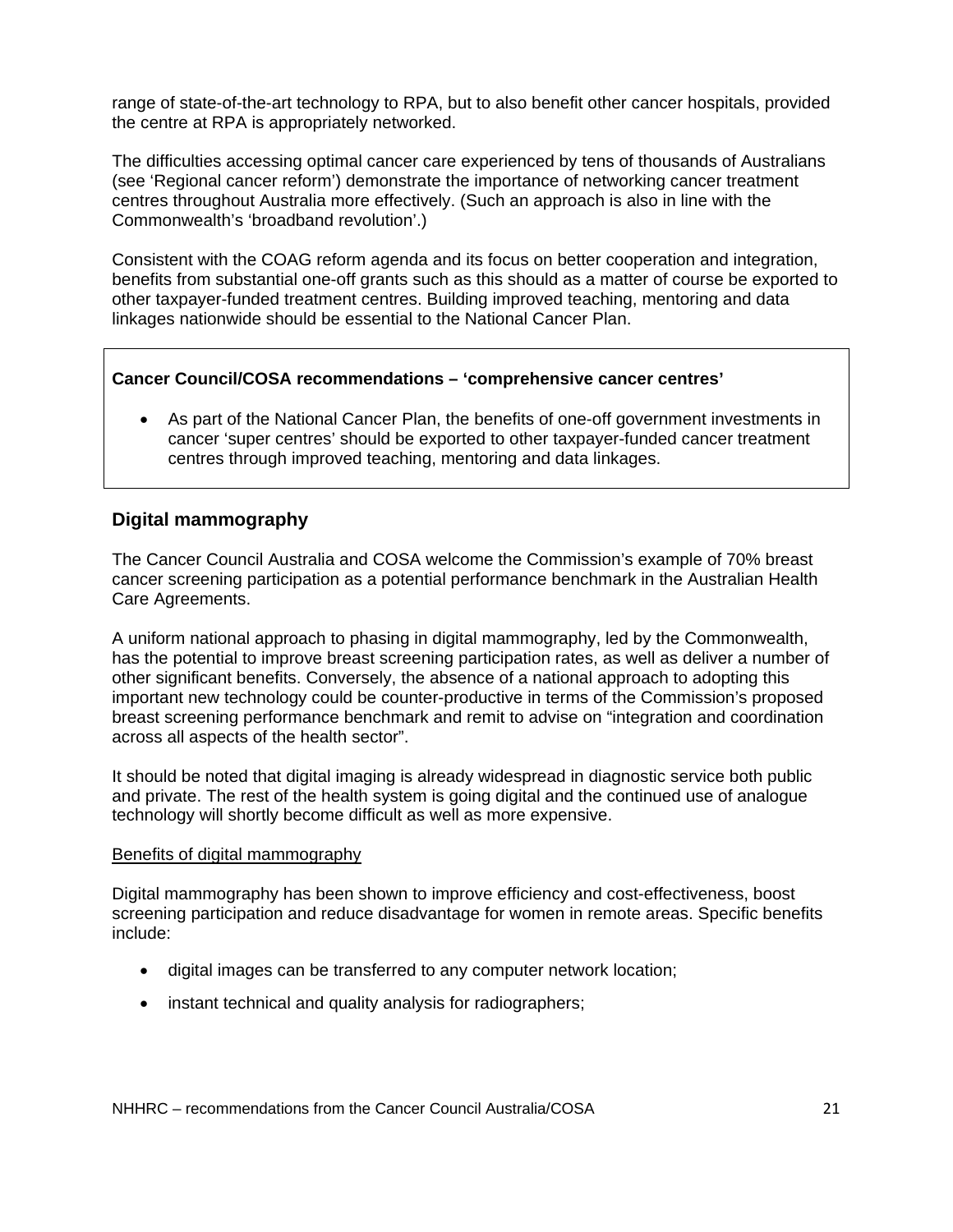range of state-of-the-art technology to RPA, but to also benefit other cancer hospitals, provided the centre at RPA is appropriately networked.

The difficulties accessing optimal cancer care experienced by tens of thousands of Australians (see 'Regional cancer reform') demonstrate the importance of networking cancer treatment centres throughout Australia more effectively. (Such an approach is also in line with the Commonwealth's 'broadband revolution'.)

Consistent with the COAG reform agenda and its focus on better cooperation and integration, benefits from substantial one-off grants such as this should as a matter of course be exported to other taxpayer-funded treatment centres. Building improved teaching, mentoring and data linkages nationwide should be essential to the National Cancer Plan.

**Cancer Council/COSA recommendations – 'comprehensive cancer centres'**

- As part of the National Cancer Plan, the benefits of one-off government investments in cancer 'super centres' should be exported to other taxpayer-funded cancer treatment centres through improved teaching, mentoring and data linkages.

## Digital mammography

The Cancer Council Australia and COSA welcome the Commission's example of 70% breast cancer screening participation as a potential performance benchmark in the Australian Health Care Agreements.

A uniform national approach to phasing in digital mammography, led by the Commonwealth, has the potential to improve breast screening participation rates, as well as deliver a number of other significant benefits. Conversely, the absence of a national approach to adopting this important new technology could be counter-productive in terms of the Commission's proposed breast screening performance benchmark and remit to advise on "integration and coordination across all aspects of the health sector".

It should be noted that digital imaging is already widespread in diagnostic service both public and private. The rest of the health system is going digital and the continued use of analogue technology will shortly become difficult as well as more expensive.

Benefits of digital mammography

Digital mammography has been shown to improve efficiency and cost-effectiveness, boost screening participation and reduce disadvantage for women in remote areas. Specific benefits include:

- digital images can be transferred to any computer network location;
- instant technical and quality analysis for radiographers;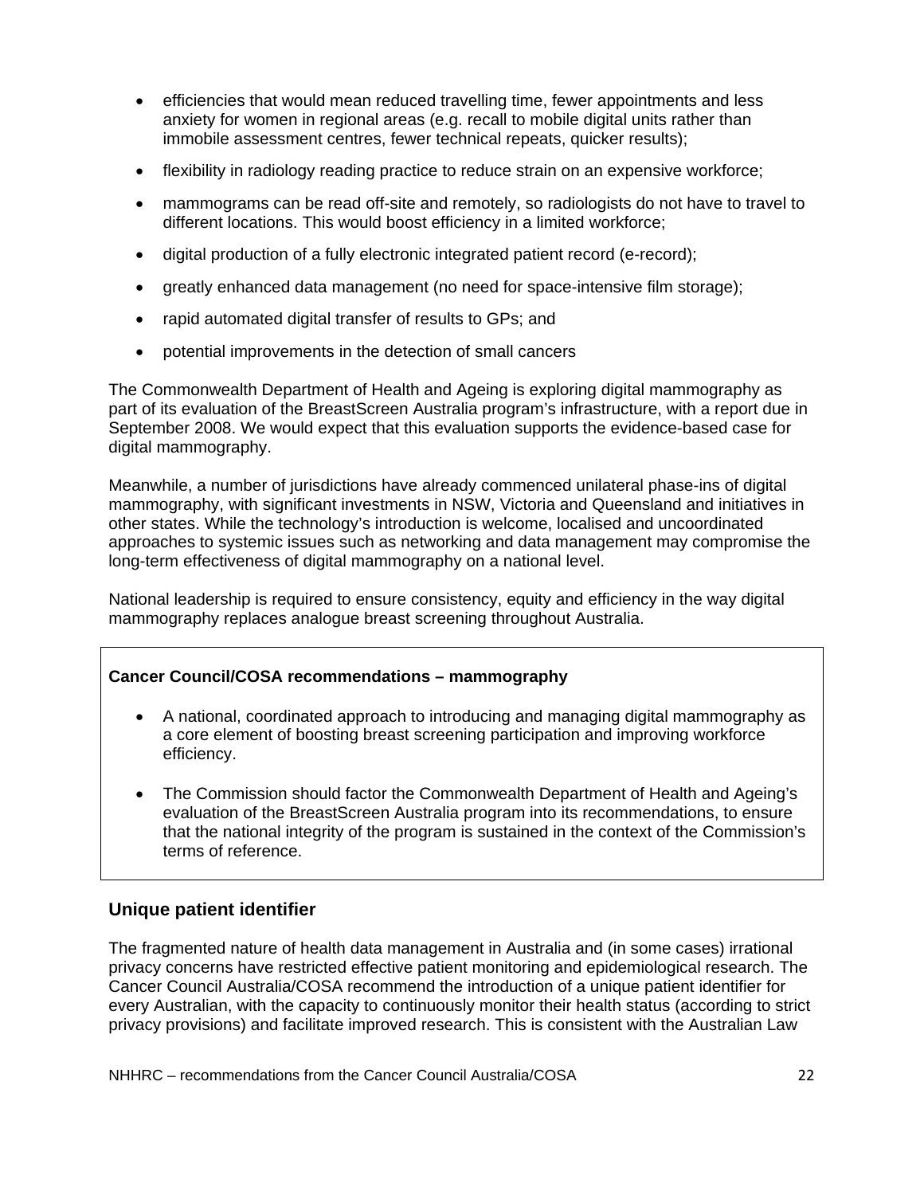- efficiencies that would mean reduced travelling time, fewer appointments and less anxiety for women in regional areas (e.g. recall to mobile digital units rather than immobile assessment centres, fewer technical repeats, quicker results);
- flexibility in radiology reading practice to reduce strain on an expensive workforce;
- mammograms can be read off-site and remotely, so radiologists do not have to travel to different locations. This would boost efficiency in a limited workforce;
- digital production of a fully electronic integrated patient record (e-record);
- greatly enhanced data management (no need for space-intensive film storage);
- rapid automated digital transfer of results to GPs; and
- potential improvements in the detection of small cancers

The Commonwealth Department of Health and Ageing is exploring digital mammography as part of its evaluation of the BreastScreen Australia program's infrastructure, with a report due in September 2008. We would expect that this evaluation supports the evidence-based case for digital mammography.

Meanwhile, a number of jurisdictions have already commenced unilateral phase-ins of digital mammography, with significant investments in NSW, Victoria and Queensland and initiatives in other states. While the technology's introduction is welcome, localised and uncoordinated approaches to systemic issues such as networking and data management may compromise the long-term effectiveness of digital mammography on a national level.

National leadership is required to ensure consistency, equity and efficiency in the way digital mammography replaces analogue breast screening throughout Australia.

**Cancer Council/COSA recommendations – mammography**

- A national, coordinated approach to introducing and managing digital mammography as a core element of boosting breast screening participation and improving workforce efficiency.
- The Commission should factor the Commonwealth Department of Health and Ageing's evaluation of the BreastScreen Australia program into its recommendations, to ensure that the national integrity of the program is sustained in the context of the Commission's terms of reference.

## Unique patient identifier

The fragmented nature of health data management in Australia and (in some cases) irrational privacy concerns have restricted effective patient monitoring and epidemiological research. The Cancer Council Australia/COSA recommend the introduction of a unique patient identifier for every Australian, with the capacity to continuously monitor their health status (according to strict privacy provisions) and facilitate improved research. This is consistent with the Australian Law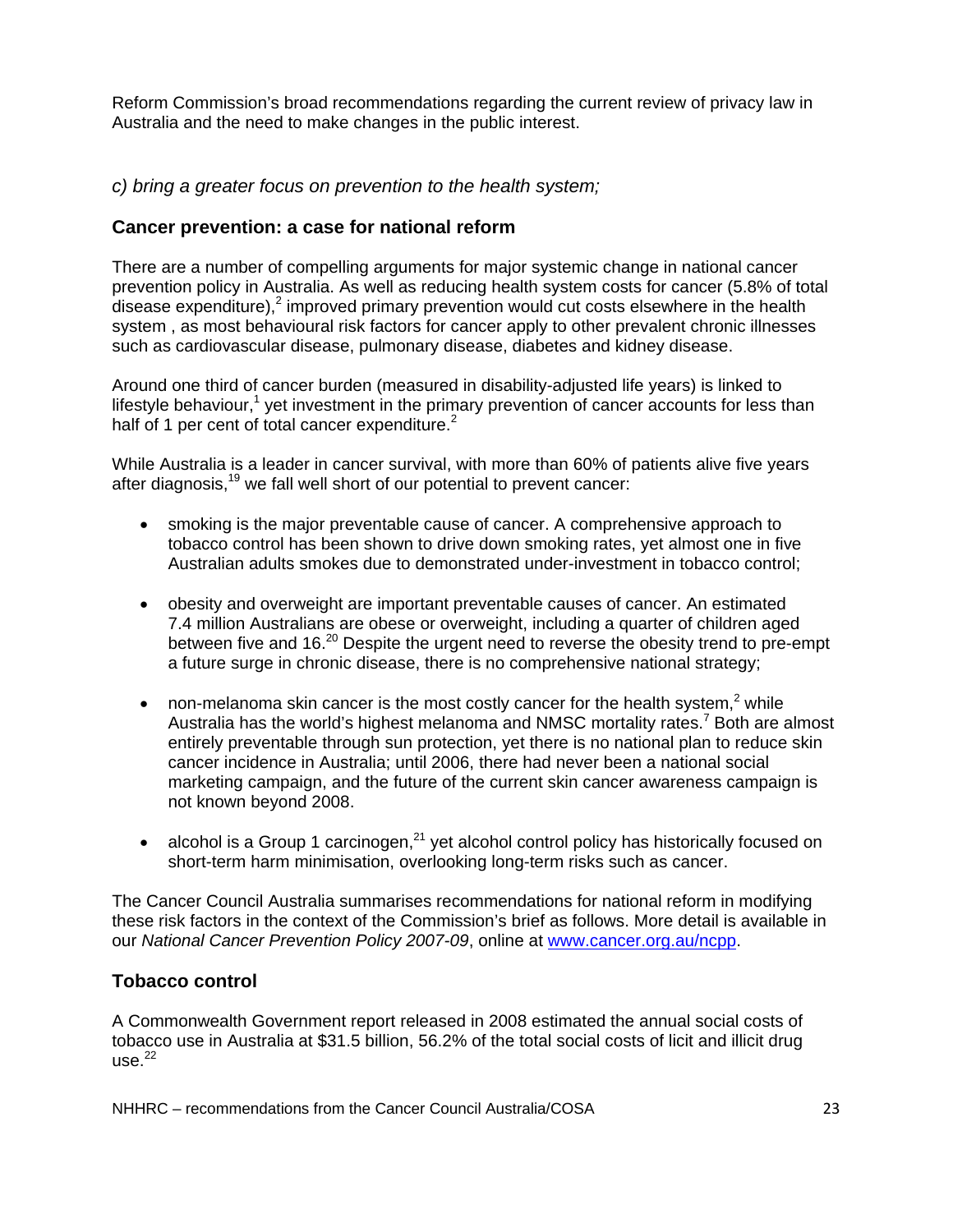Reform Commission's broad recommendations regarding the current review of privacy law in Australia and the need to make changes in the public interest.

*c) bring a greater focus on prevention to the health system;*

## Cancer prevention: a case for national reform

There are a number of compelling arguments for major systemic change in national cancer prevention policy in Australia. As well as reducing health system costs for cancer (5.8% of total disease expenditure),[2] improved primary prevention would cut costs elsewhere in the health system , as most behavioural risk factors for cancer apply to other prevalent chronic illnesses such as cardiovascular disease, pulmonary disease, diabetes and kidney disease.

Around one third of cancer burden (measured in disability-adjusted life years) is linked to lifestyle behaviour,[1] yet investment in the primary prevention of cancer accounts for less than half of 1 per cent of total cancer expenditure.[2]

While Australia is a leader in cancer survival, with more than 60% of patients alive five years after diagnosis,[19] we fall well short of our potential to prevent cancer:

- smoking is the major preventable cause of cancer. A comprehensive approach to tobacco control has been shown to drive down smoking rates, yet almost one in five Australian adults smokes due to demonstrated under-investment in tobacco control;

- obesity and overweight are important preventable causes of cancer. An estimated 7.4 million Australians are obese or overweight, including a quarter of children aged between five and 16.[20] Despite the urgent need to reverse the obesity trend to pre-empt a future surge in chronic disease, there is no comprehensive national strategy;

- non-melanoma skin cancer is the most costly cancer for the health system,[2] while Australia has the world's highest melanoma and NMSC mortality rates.[7] Both are almost entirely preventable through sun protection, yet there is no national plan to reduce skin cancer incidence in Australia; until 2006, there had never been a national social marketing campaign, and the future of the current skin cancer awareness campaign is not known beyond 2008.

- alcohol is a Group 1 carcinogen,[21] yet alcohol control policy has historically focused on short-term harm minimisation, overlooking long-term risks such as cancer.

The Cancer Council Australia summarises recommendations for national reform in modifying these risk factors in the context of the Commission's brief as follows. More detail is available in our *National Cancer Prevention Policy 2007-09*, online at www.cancer.org.au/ncpp.

## Tobacco control

A Commonwealth Government report released in 2008 estimated the annual social costs of tobacco use in Australia at $31.5 billion, 56.2% of the total social costs of licit and illicit drug use.[22]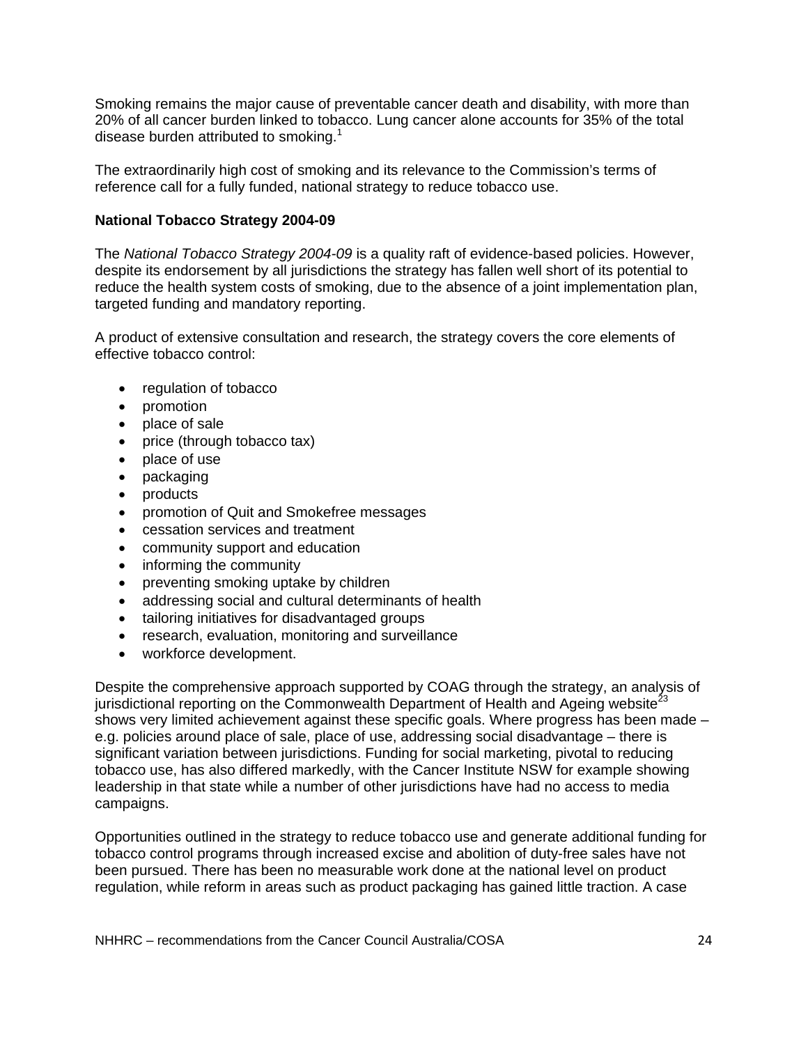Smoking remains the major cause of preventable cancer death and disability, with more than 20% of all cancer burden linked to tobacco. Lung cancer alone accounts for 35% of the total disease burden attributed to smoking.[1]

The extraordinarily high cost of smoking and its relevance to the Commission's terms of reference call for a fully funded, national strategy to reduce tobacco use.

**National Tobacco Strategy 2004-09**

The *National Tobacco Strategy 2004-09* is a quality raft of evidence-based policies. However, despite its endorsement by all jurisdictions the strategy has fallen well short of its potential to reduce the health system costs of smoking, due to the absence of a joint implementation plan, targeted funding and mandatory reporting.

A product of extensive consultation and research, the strategy covers the core elements of effective tobacco control:

- regulation of tobacco
- promotion
- place of sale
- price (through tobacco tax)
- place of use
- packaging
- products
- promotion of Quit and Smokefree messages
- cessation services and treatment
- community support and education
- informing the community
- preventing smoking uptake by children
- addressing social and cultural determinants of health
- tailoring initiatives for disadvantaged groups
- research, evaluation, monitoring and surveillance
- workforce development.

Despite the comprehensive approach supported by COAG through the strategy, an analysis of jurisdictional reporting on the Commonwealth Department of Health and Ageing website[23] shows very limited achievement against these specific goals. Where progress has been made – e.g. policies around place of sale, place of use, addressing social disadvantage – there is significant variation between jurisdictions. Funding for social marketing, pivotal to reducing tobacco use, has also differed markedly, with the Cancer Institute NSW for example showing leadership in that state while a number of other jurisdictions have had no access to media campaigns.

Opportunities outlined in the strategy to reduce tobacco use and generate additional funding for tobacco control programs through increased excise and abolition of duty-free sales have not been pursued. There has been no measurable work done at the national level on product regulation, while reform in areas such as product packaging has gained little traction. A case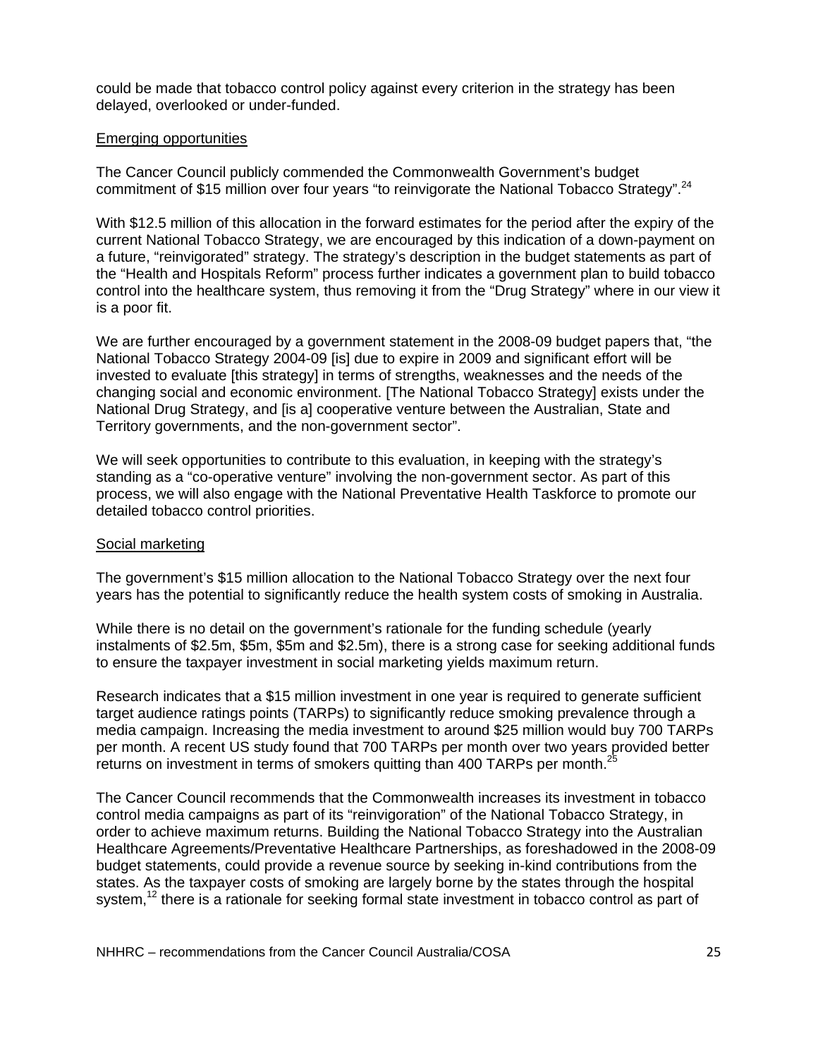could be made that tobacco control policy against every criterion in the strategy has been delayed, overlooked or under-funded.

## Emerging opportunities

The Cancer Council publicly commended the Commonwealth Government's budget commitment of $15 million over four years "to reinvigorate the National Tobacco Strategy".[24]

With $12.5 million of this allocation in the forward estimates for the period after the expiry of the current National Tobacco Strategy, we are encouraged by this indication of a down-payment on a future, "reinvigorated" strategy. The strategy's description in the budget statements as part of the "Health and Hospitals Reform" process further indicates a government plan to build tobacco control into the healthcare system, thus removing it from the "Drug Strategy" where in our view it is a poor fit.

We are further encouraged by a government statement in the 2008-09 budget papers that, "the National Tobacco Strategy 2004-09 [is] due to expire in 2009 and significant effort will be invested to evaluate [this strategy] in terms of strengths, weaknesses and the needs of the changing social and economic environment. [The National Tobacco Strategy] exists under the National Drug Strategy, and [is a] cooperative venture between the Australian, State and Territory governments, and the non-government sector".

We will seek opportunities to contribute to this evaluation, in keeping with the strategy's standing as a "co-operative venture" involving the non-government sector. As part of this process, we will also engage with the National Preventative Health Taskforce to promote our detailed tobacco control priorities.

## Social marketing

The government's $15 million allocation to the National Tobacco Strategy over the next four years has the potential to significantly reduce the health system costs of smoking in Australia.

While there is no detail on the government's rationale for the funding schedule (yearly instalments of $2.5m, $5m, $5m and $2.5m), there is a strong case for seeking additional funds to ensure the taxpayer investment in social marketing yields maximum return.

Research indicates that a $15 million investment in one year is required to generate sufficient target audience ratings points (TARPs) to significantly reduce smoking prevalence through a media campaign. Increasing the media investment to around $25 million would buy 700 TARPs per month. A recent US study found that 700 TARPs per month over two years provided better returns on investment in terms of smokers quitting than 400 TARPs per month.[25]

The Cancer Council recommends that the Commonwealth increases its investment in tobacco control media campaigns as part of its "reinvigoration" of the National Tobacco Strategy, in order to achieve maximum returns. Building the National Tobacco Strategy into the Australian Healthcare Agreements/Preventative Healthcare Partnerships, as foreshadowed in the 2008-09 budget statements, could provide a revenue source by seeking in-kind contributions from the states. As the taxpayer costs of smoking are largely borne by the states through the hospital system,[12] there is a rationale for seeking formal state investment in tobacco control as part of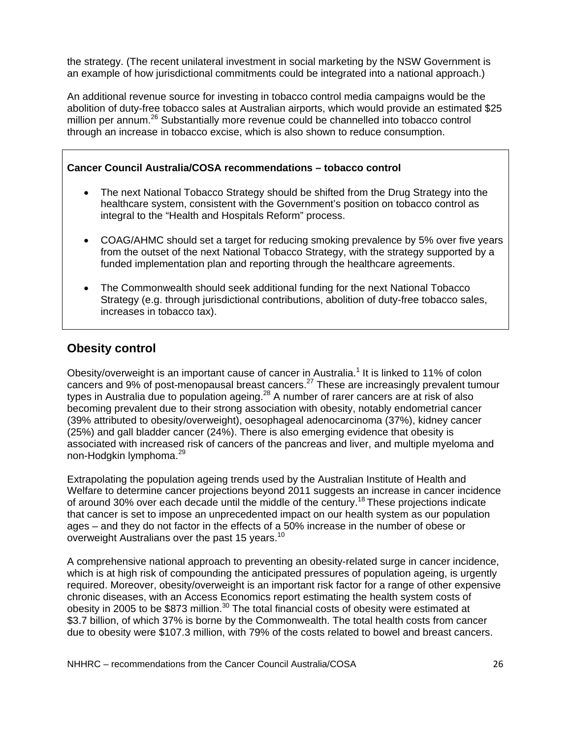the strategy. (The recent unilateral investment in social marketing by the NSW Government is an example of how jurisdictional commitments could be integrated into a national approach.)

An additional revenue source for investing in tobacco control media campaigns would be the abolition of duty-free tobacco sales at Australian airports, which would provide an estimated $25 million per annum.[26] Substantially more revenue could be channelled into tobacco control through an increase in tobacco excise, which is also shown to reduce consumption.

**Cancer Council Australia/COSA recommendations – tobacco control**

- The next National Tobacco Strategy should be shifted from the Drug Strategy into the healthcare system, consistent with the Government's position on tobacco control as integral to the "Health and Hospitals Reform" process.
- COAG/AHMC should set a target for reducing smoking prevalence by 5% over five years from the outset of the next National Tobacco Strategy, with the strategy supported by a funded implementation plan and reporting through the healthcare agreements.
- The Commonwealth should seek additional funding for the next National Tobacco Strategy (e.g. through jurisdictional contributions, abolition of duty-free tobacco sales, increases in tobacco tax).

## Obesity control

Obesity/overweight is an important cause of cancer in Australia.[1] It is linked to 11% of colon cancers and 9% of post-menopausal breast cancers.[27] These are increasingly prevalent tumour types in Australia due to population ageing.[28] A number of rarer cancers are at risk of also becoming prevalent due to their strong association with obesity, notably endometrial cancer (39% attributed to obesity/overweight), oesophageal adenocarcinoma (37%), kidney cancer (25%) and gall bladder cancer (24%). There is also emerging evidence that obesity is associated with increased risk of cancers of the pancreas and liver, and multiple myeloma and non-Hodgkin lymphoma.[29]

Extrapolating the population ageing trends used by the Australian Institute of Health and Welfare to determine cancer projections beyond 2011 suggests an increase in cancer incidence of around 30% over each decade until the middle of the century.[18] These projections indicate that cancer is set to impose an unprecedented impact on our health system as our population ages – and they do not factor in the effects of a 50% increase in the number of obese or overweight Australians over the past 15 years.[10]

A comprehensive national approach to preventing an obesity-related surge in cancer incidence, which is at high risk of compounding the anticipated pressures of population ageing, is urgently required. Moreover, obesity/overweight is an important risk factor for a range of other expensive chronic diseases, with an Access Economics report estimating the health system costs of obesity in 2005 to be $873 million.[30] The total financial costs of obesity were estimated at $3.7 billion, of which 37% is borne by the Commonwealth. The total health costs from cancer due to obesity were $107.3 million, with 79% of the costs related to bowel and breast cancers.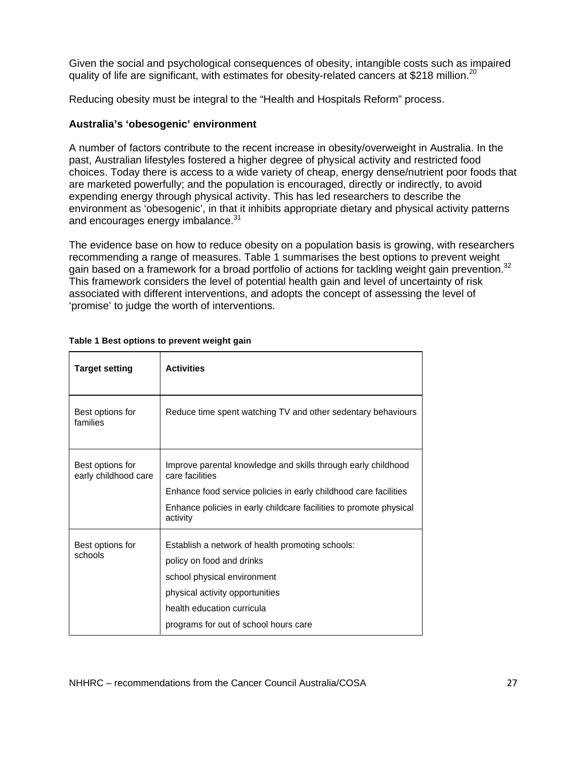Given the social and psychological consequences of obesity, intangible costs such as impaired quality of life are significant, with estimates for obesity-related cancers at $218 million.[20]

Reducing obesity must be integral to the "Health and Hospitals Reform" process.

### Australia's 'obesogenic' environment

A number of factors contribute to the recent increase in obesity/overweight in Australia. In the past, Australian lifestyles fostered a higher degree of physical activity and restricted food choices. Today there is access to a wide variety of cheap, energy dense/nutrient poor foods that are marketed powerfully; and the population is encouraged, directly or indirectly, to avoid expending energy through physical activity. This has led researchers to describe the environment as 'obesogenic', in that it inhibits appropriate dietary and physical activity patterns and encourages energy imbalance.[31]

The evidence base on how to reduce obesity on a population basis is growing, with researchers recommending a range of measures. Table 1 summarises the best options to prevent weight gain based on a framework for a broad portfolio of actions for tackling weight gain prevention.[32] This framework considers the level of potential health gain and level of uncertainty of risk associated with different interventions, and adopts the concept of assessing the level of 'promise' to judge the worth of interventions.

**Table 1 Best options to prevent weight gain**

| Target setting | Activities |
|---|---|
| Best options for families | Reduce time spent watching TV and other sedentary behaviours |
| Best options for early childhood care | Improve parental knowledge and skills through early childhood care facilities<br>Enhance food service policies in early childhood care facilities<br>Enhance policies in early childcare facilities to promote physical activity |
| Best options for schools | Establish a network of health promoting schools:<br>policy on food and drinks<br>school physical environment<br>physical activity opportunities<br>health education curricula<br>programs for out of school hours care |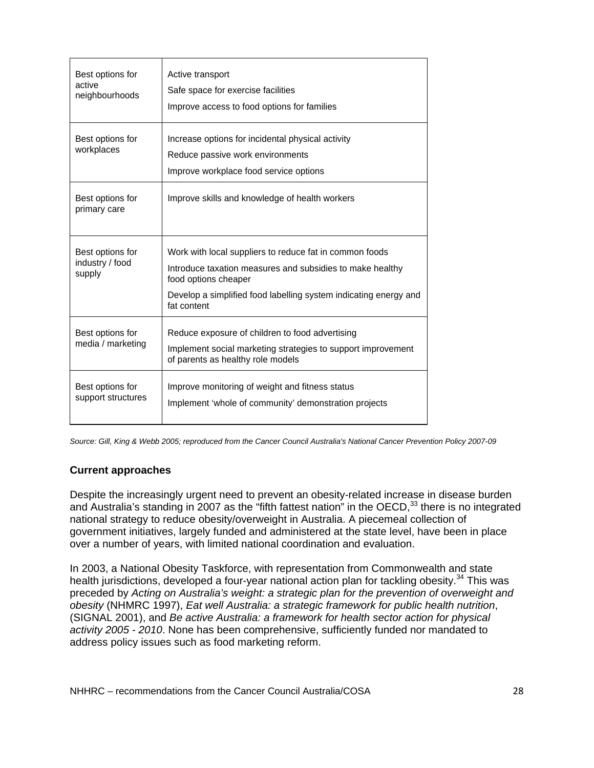| | |
|---|---|
| Best options for active neighbourhoods | Active transport<br>Safe space for exercise facilities<br>Improve access to food options for families |
| Best options for workplaces | Increase options for incidental physical activity<br>Reduce passive work environments<br>Improve workplace food service options |
| Best options for primary care | Improve skills and knowledge of health workers |
| Best options for industry / food supply | Work with local suppliers to reduce fat in common foods<br>Introduce taxation measures and subsidies to make healthy food options cheaper<br>Develop a simplified food labelling system indicating energy and fat content |
| Best options for media / marketing | Reduce exposure of children to food advertising<br>Implement social marketing strategies to support improvement of parents as healthy role models |
| Best options for support structures | Improve monitoring of weight and fitness status<br>Implement 'whole of community' demonstration projects |

*Source: Gill, King & Webb 2005; reproduced from the Cancer Council Australia's National Cancer Prevention Policy 2007-09*

**Current approaches**

Despite the increasingly urgent need to prevent an obesity-related increase in disease burden and Australia's standing in 2007 as the "fifth fattest nation" in the OECD,[33] there is no integrated national strategy to reduce obesity/overweight in Australia. A piecemeal collection of government initiatives, largely funded and administered at the state level, have been in place over a number of years, with limited national coordination and evaluation.

In 2003, a National Obesity Taskforce, with representation from Commonwealth and state health jurisdictions, developed a four-year national action plan for tackling obesity.[34] This was preceded by *Acting on Australia's weight: a strategic plan for the prevention of overweight and obesity* (NHMRC 1997), *Eat well Australia: a strategic framework for public health nutrition*, (SIGNAL 2001), and *Be active Australia: a framework for health sector action for physical activity 2005 - 2010*. None has been comprehensive, sufficiently funded nor mandated to address policy issues such as food marketing reform.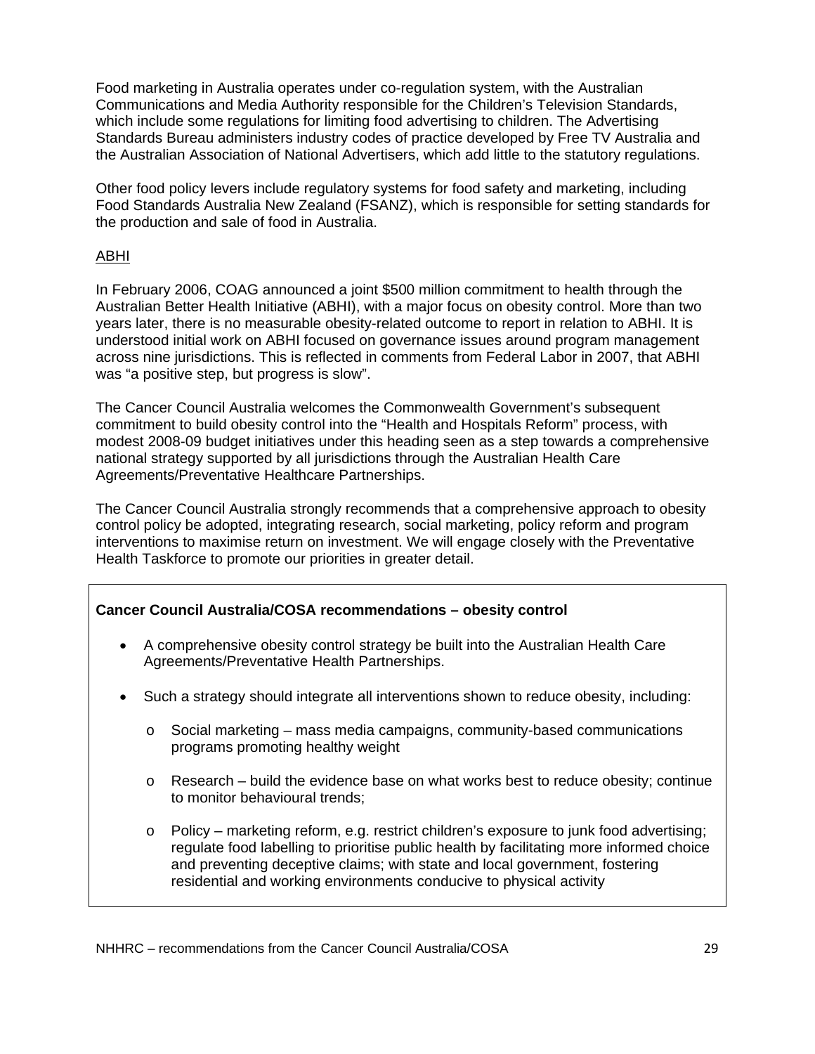Food marketing in Australia operates under co-regulation system, with the Australian Communications and Media Authority responsible for the Children's Television Standards, which include some regulations for limiting food advertising to children. The Advertising Standards Bureau administers industry codes of practice developed by Free TV Australia and the Australian Association of National Advertisers, which add little to the statutory regulations.

Other food policy levers include regulatory systems for food safety and marketing, including Food Standards Australia New Zealand (FSANZ), which is responsible for setting standards for the production and sale of food in Australia.

<u>ABHI</u>

In February 2006, COAG announced a joint $500 million commitment to health through the Australian Better Health Initiative (ABHI), with a major focus on obesity control. More than two years later, there is no measurable obesity-related outcome to report in relation to ABHI. It is understood initial work on ABHI focused on governance issues around program management across nine jurisdictions. This is reflected in comments from Federal Labor in 2007, that ABHI was "a positive step, but progress is slow".

The Cancer Council Australia welcomes the Commonwealth Government's subsequent commitment to build obesity control into the "Health and Hospitals Reform" process, with modest 2008-09 budget initiatives under this heading seen as a step towards a comprehensive national strategy supported by all jurisdictions through the Australian Health Care Agreements/Preventative Healthcare Partnerships.

The Cancer Council Australia strongly recommends that a comprehensive approach to obesity control policy be adopted, integrating research, social marketing, policy reform and program interventions to maximise return on investment. We will engage closely with the Preventative Health Taskforce to promote our priorities in greater detail.

**Cancer Council Australia/COSA recommendations – obesity control**

- A comprehensive obesity control strategy be built into the Australian Health Care Agreements/Preventative Health Partnerships.
- Such a strategy should integrate all interventions shown to reduce obesity, including:
  - Social marketing – mass media campaigns, community-based communications programs promoting healthy weight
  - Research – build the evidence base on what works best to reduce obesity; continue to monitor behavioural trends;
  - Policy – marketing reform, e.g. restrict children's exposure to junk food advertising; regulate food labelling to prioritise public health by facilitating more informed choice and preventing deceptive claims; with state and local government, fostering residential and working environments conducive to physical activity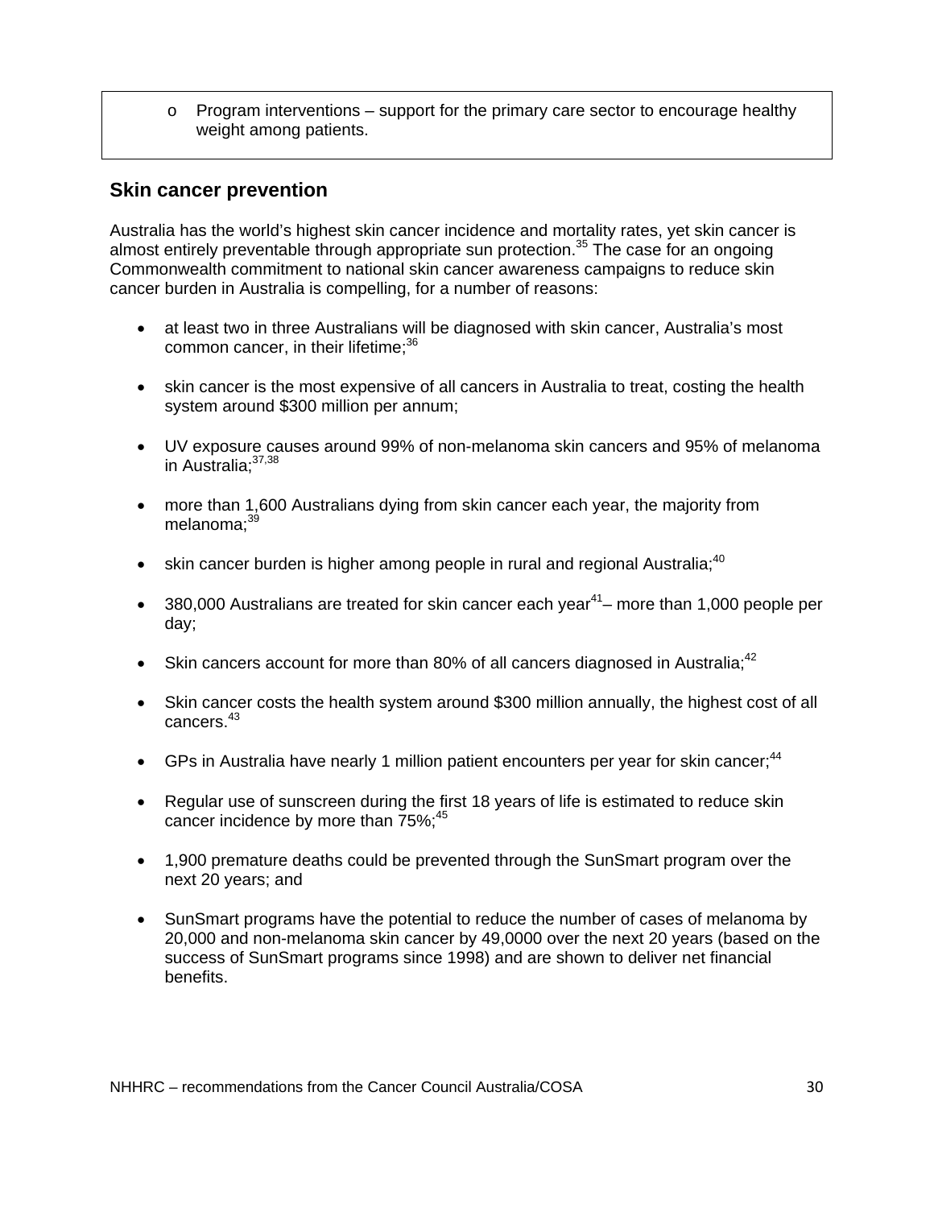- o Program interventions – support for the primary care sector to encourage healthy weight among patients.

## Skin cancer prevention

Australia has the world's highest skin cancer incidence and mortality rates, yet skin cancer is almost entirely preventable through appropriate sun protection.[35] The case for an ongoing Commonwealth commitment to national skin cancer awareness campaigns to reduce skin cancer burden in Australia is compelling, for a number of reasons:

- at least two in three Australians will be diagnosed with skin cancer, Australia's most common cancer, in their lifetime;[36]
- skin cancer is the most expensive of all cancers in Australia to treat, costing the health system around $300 million per annum;
- UV exposure causes around 99% of non-melanoma skin cancers and 95% of melanoma in Australia;[37,38]
- more than 1,600 Australians dying from skin cancer each year, the majority from melanoma;[39]
- skin cancer burden is higher among people in rural and regional Australia;[40]
- 380,000 Australians are treated for skin cancer each year[41]– more than 1,000 people per day;
- Skin cancers account for more than 80% of all cancers diagnosed in Australia;[42]
- Skin cancer costs the health system around $300 million annually, the highest cost of all cancers.[43]
- GPs in Australia have nearly 1 million patient encounters per year for skin cancer;[44]
- Regular use of sunscreen during the first 18 years of life is estimated to reduce skin cancer incidence by more than 75%;[45]
- 1,900 premature deaths could be prevented through the SunSmart program over the next 20 years; and
- SunSmart programs have the potential to reduce the number of cases of melanoma by 20,000 and non-melanoma skin cancer by 49,0000 over the next 20 years (based on the success of SunSmart programs since 1998) and are shown to deliver net financial benefits.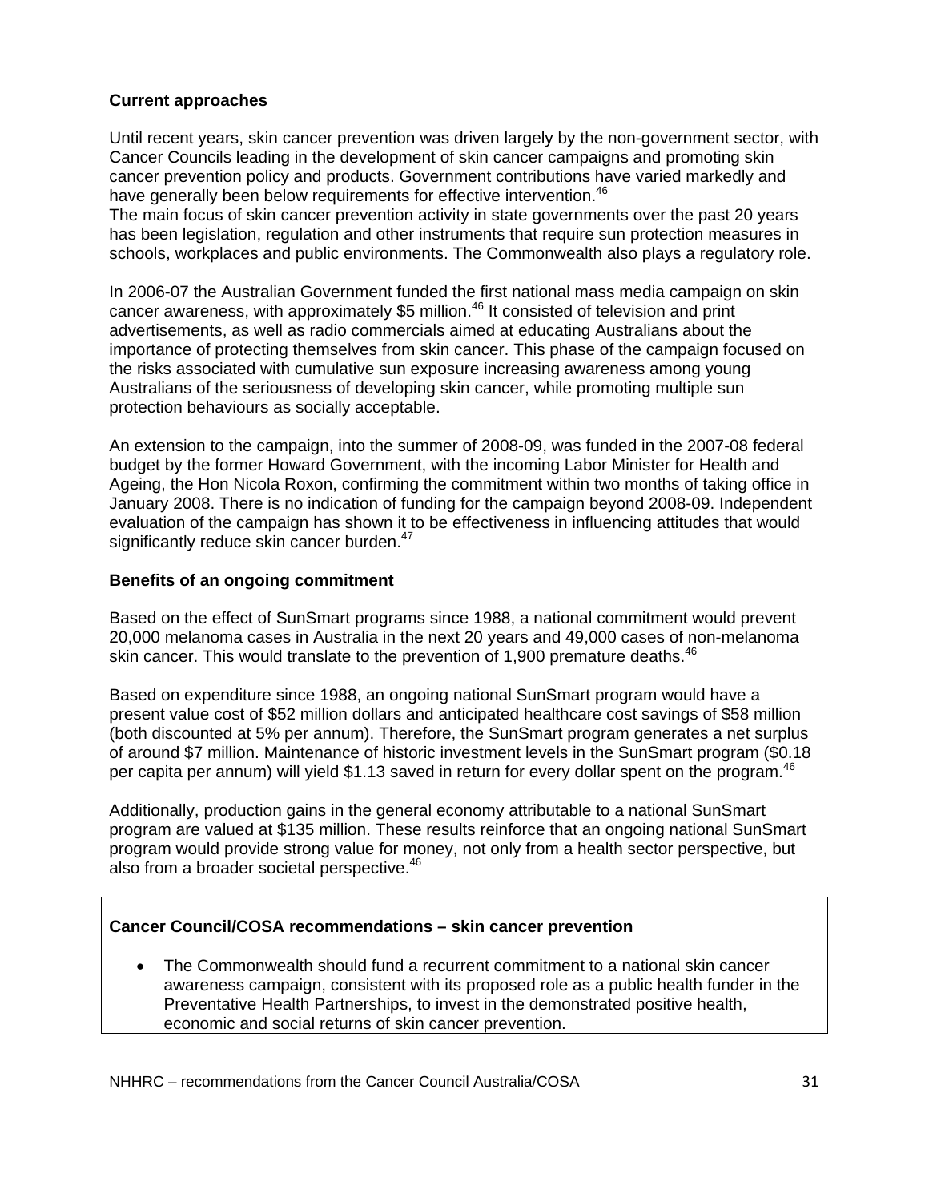**Current approaches**

Until recent years, skin cancer prevention was driven largely by the non-government sector, with Cancer Councils leading in the development of skin cancer campaigns and promoting skin cancer prevention policy and products. Government contributions have varied markedly and have generally been below requirements for effective intervention.[46]
The main focus of skin cancer prevention activity in state governments over the past 20 years has been legislation, regulation and other instruments that require sun protection measures in schools, workplaces and public environments. The Commonwealth also plays a regulatory role.

In 2006-07 the Australian Government funded the first national mass media campaign on skin cancer awareness, with approximately $5 million.[46] It consisted of television and print advertisements, as well as radio commercials aimed at educating Australians about the importance of protecting themselves from skin cancer. This phase of the campaign focused on the risks associated with cumulative sun exposure increasing awareness among young Australians of the seriousness of developing skin cancer, while promoting multiple sun protection behaviours as socially acceptable.

An extension to the campaign, into the summer of 2008-09, was funded in the 2007-08 federal budget by the former Howard Government, with the incoming Labor Minister for Health and Ageing, the Hon Nicola Roxon, confirming the commitment within two months of taking office in January 2008. There is no indication of funding for the campaign beyond 2008-09. Independent evaluation of the campaign has shown it to be effectiveness in influencing attitudes that would significantly reduce skin cancer burden.[47]

**Benefits of an ongoing commitment**

Based on the effect of SunSmart programs since 1988, a national commitment would prevent 20,000 melanoma cases in Australia in the next 20 years and 49,000 cases of non-melanoma skin cancer. This would translate to the prevention of 1,900 premature deaths.[46]

Based on expenditure since 1988, an ongoing national SunSmart program would have a present value cost of $52 million dollars and anticipated healthcare cost savings of $58 million (both discounted at 5% per annum). Therefore, the SunSmart program generates a net surplus of around $7 million. Maintenance of historic investment levels in the SunSmart program ($0.18 per capita per annum) will yield $1.13 saved in return for every dollar spent on the program.[46]

Additionally, production gains in the general economy attributable to a national SunSmart program are valued at $135 million. These results reinforce that an ongoing national SunSmart program would provide strong value for money, not only from a health sector perspective, but also from a broader societal perspective.[46]

**Cancer Council/COSA recommendations – skin cancer prevention**

- The Commonwealth should fund a recurrent commitment to a national skin cancer awareness campaign, consistent with its proposed role as a public health funder in the Preventative Health Partnerships, to invest in the demonstrated positive health, economic and social returns of skin cancer prevention.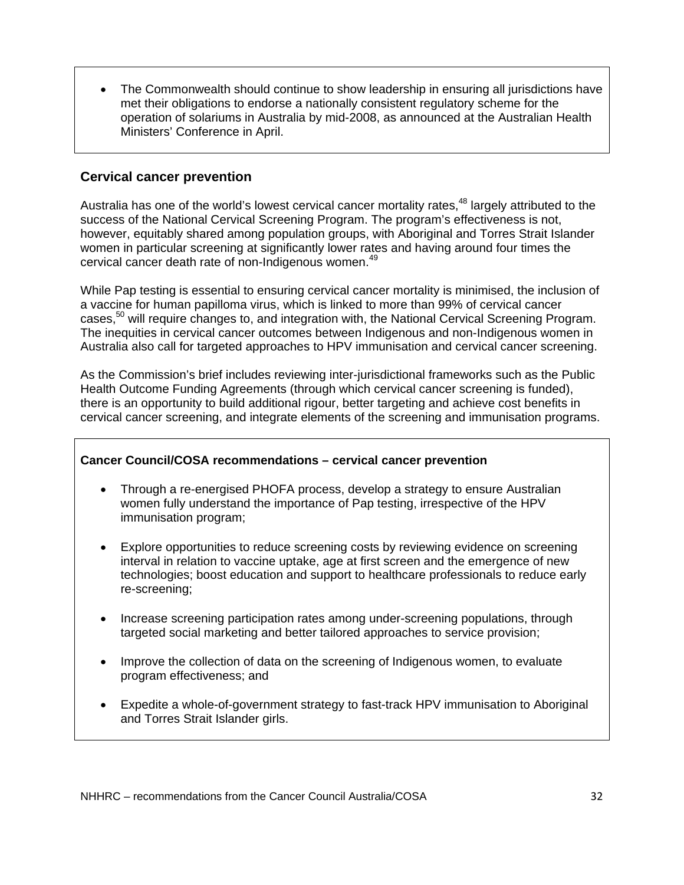- The Commonwealth should continue to show leadership in ensuring all jurisdictions have met their obligations to endorse a nationally consistent regulatory scheme for the operation of solariums in Australia by mid-2008, as announced at the Australian Health Ministers' Conference in April.

## Cervical cancer prevention

Australia has one of the world's lowest cervical cancer mortality rates,[48] largely attributed to the success of the National Cervical Screening Program. The program's effectiveness is not, however, equitably shared among population groups, with Aboriginal and Torres Strait Islander women in particular screening at significantly lower rates and having around four times the cervical cancer death rate of non-Indigenous women.[49]

While Pap testing is essential to ensuring cervical cancer mortality is minimised, the inclusion of a vaccine for human papilloma virus, which is linked to more than 99% of cervical cancer cases,[50] will require changes to, and integration with, the National Cervical Screening Program. The inequities in cervical cancer outcomes between Indigenous and non-Indigenous women in Australia also call for targeted approaches to HPV immunisation and cervical cancer screening.

As the Commission's brief includes reviewing inter-jurisdictional frameworks such as the Public Health Outcome Funding Agreements (through which cervical cancer screening is funded), there is an opportunity to build additional rigour, better targeting and achieve cost benefits in cervical cancer screening, and integrate elements of the screening and immunisation programs.

**Cancer Council/COSA recommendations – cervical cancer prevention**

- Through a re-energised PHOFA process, develop a strategy to ensure Australian women fully understand the importance of Pap testing, irrespective of the HPV immunisation program;
- Explore opportunities to reduce screening costs by reviewing evidence on screening interval in relation to vaccine uptake, age at first screen and the emergence of new technologies; boost education and support to healthcare professionals to reduce early re-screening;
- Increase screening participation rates among under-screening populations, through targeted social marketing and better tailored approaches to service provision;
- Improve the collection of data on the screening of Indigenous women, to evaluate program effectiveness; and
- Expedite a whole-of-government strategy to fast-track HPV immunisation to Aboriginal and Torres Strait Islander girls.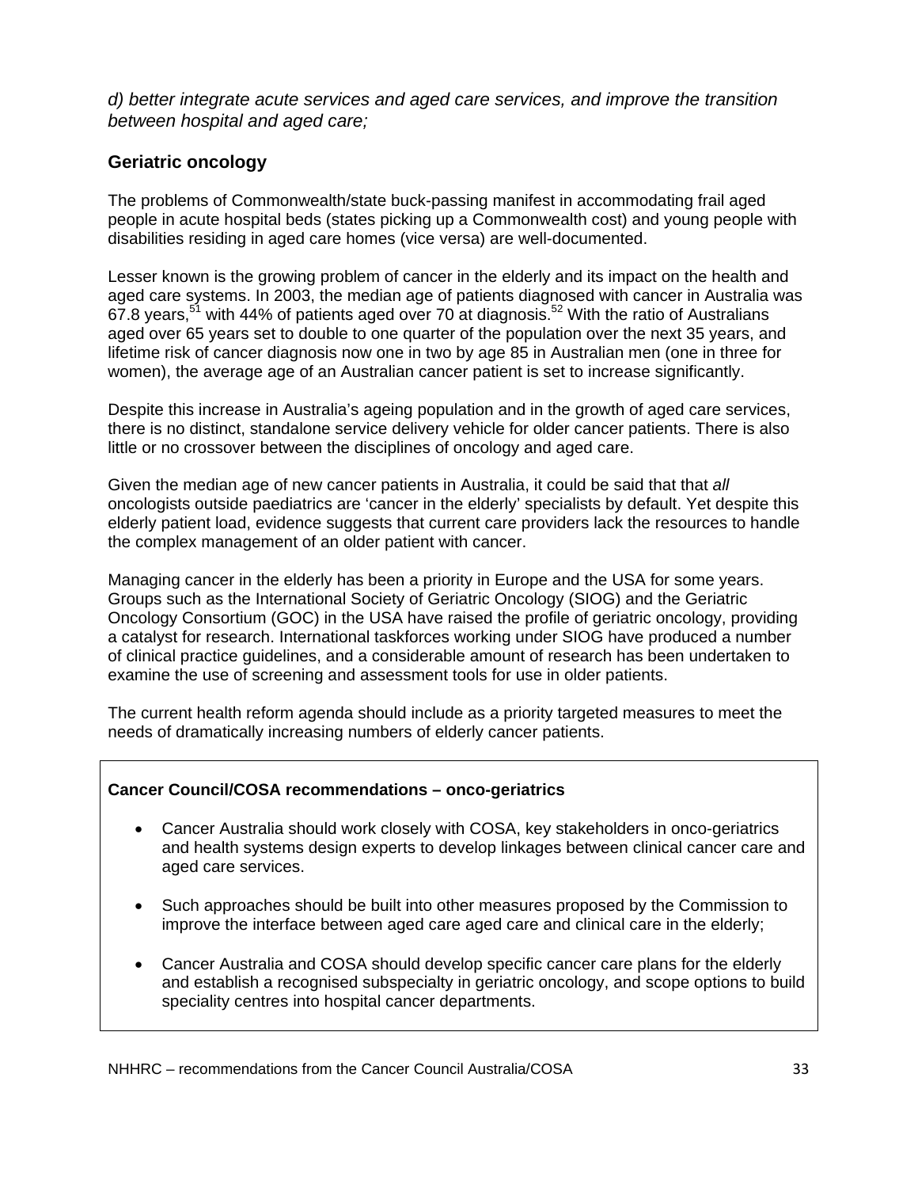*d) better integrate acute services and aged care services, and improve the transition between hospital and aged care;*

## Geriatric oncology

The problems of Commonwealth/state buck-passing manifest in accommodating frail aged people in acute hospital beds (states picking up a Commonwealth cost) and young people with disabilities residing in aged care homes (vice versa) are well-documented.

Lesser known is the growing problem of cancer in the elderly and its impact on the health and aged care systems. In 2003, the median age of patients diagnosed with cancer in Australia was 67.8 years,[51] with 44% of patients aged over 70 at diagnosis.[52] With the ratio of Australians aged over 65 years set to double to one quarter of the population over the next 35 years, and lifetime risk of cancer diagnosis now one in two by age 85 in Australian men (one in three for women), the average age of an Australian cancer patient is set to increase significantly.

Despite this increase in Australia's ageing population and in the growth of aged care services, there is no distinct, standalone service delivery vehicle for older cancer patients. There is also little or no crossover between the disciplines of oncology and aged care.

Given the median age of new cancer patients in Australia, it could be said that that *all* oncologists outside paediatrics are 'cancer in the elderly' specialists by default. Yet despite this elderly patient load, evidence suggests that current care providers lack the resources to handle the complex management of an older patient with cancer.

Managing cancer in the elderly has been a priority in Europe and the USA for some years. Groups such as the International Society of Geriatric Oncology (SIOG) and the Geriatric Oncology Consortium (GOC) in the USA have raised the profile of geriatric oncology, providing a catalyst for research. International taskforces working under SIOG have produced a number of clinical practice guidelines, and a considerable amount of research has been undertaken to examine the use of screening and assessment tools for use in older patients.

The current health reform agenda should include as a priority targeted measures to meet the needs of dramatically increasing numbers of elderly cancer patients.

**Cancer Council/COSA recommendations – onco-geriatrics**

- Cancer Australia should work closely with COSA, key stakeholders in onco-geriatrics and health systems design experts to develop linkages between clinical cancer care and aged care services.
- Such approaches should be built into other measures proposed by the Commission to improve the interface between aged care aged care and clinical care in the elderly;
- Cancer Australia and COSA should develop specific cancer care plans for the elderly and establish a recognised subspecialty in geriatric oncology, and scope options to build speciality centres into hospital cancer departments.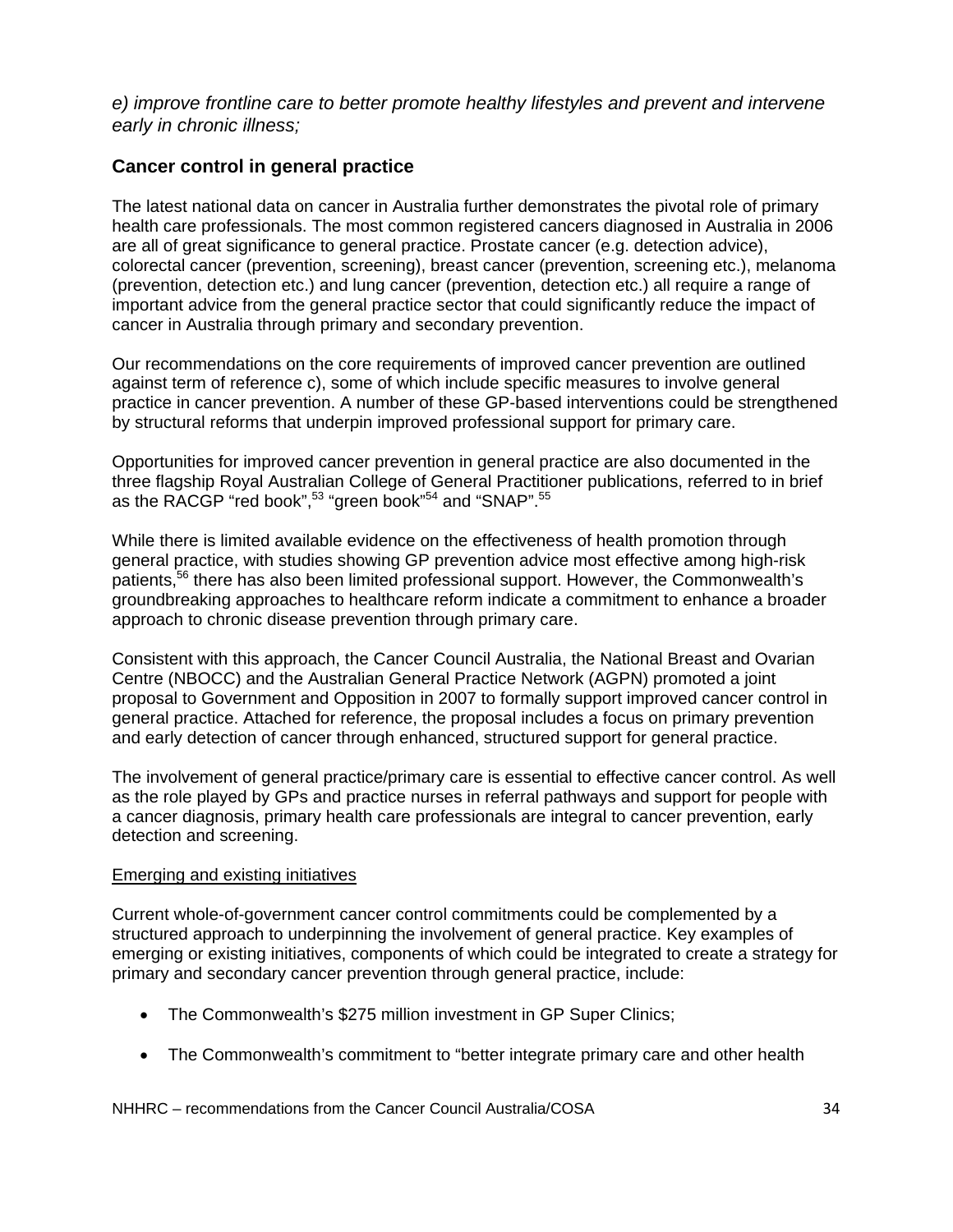*e) improve frontline care to better promote healthy lifestyles and prevent and intervene early in chronic illness;*

## Cancer control in general practice

The latest national data on cancer in Australia further demonstrates the pivotal role of primary health care professionals. The most common registered cancers diagnosed in Australia in 2006 are all of great significance to general practice. Prostate cancer (e.g. detection advice), colorectal cancer (prevention, screening), breast cancer (prevention, screening etc.), melanoma (prevention, detection etc.) and lung cancer (prevention, detection etc.) all require a range of important advice from the general practice sector that could significantly reduce the impact of cancer in Australia through primary and secondary prevention.

Our recommendations on the core requirements of improved cancer prevention are outlined against term of reference c), some of which include specific measures to involve general practice in cancer prevention. A number of these GP-based interventions could be strengthened by structural reforms that underpin improved professional support for primary care.

Opportunities for improved cancer prevention in general practice are also documented in the three flagship Royal Australian College of General Practitioner publications, referred to in brief as the RACGP "red book",[53] "green book"[54] and "SNAP".[55]

While there is limited available evidence on the effectiveness of health promotion through general practice, with studies showing GP prevention advice most effective among high-risk patients,[56] there has also been limited professional support. However, the Commonwealth's groundbreaking approaches to healthcare reform indicate a commitment to enhance a broader approach to chronic disease prevention through primary care.

Consistent with this approach, the Cancer Council Australia, the National Breast and Ovarian Centre (NBOCC) and the Australian General Practice Network (AGPN) promoted a joint proposal to Government and Opposition in 2007 to formally support improved cancer control in general practice. Attached for reference, the proposal includes a focus on primary prevention and early detection of cancer through enhanced, structured support for general practice.

The involvement of general practice/primary care is essential to effective cancer control. As well as the role played by GPs and practice nurses in referral pathways and support for people with a cancer diagnosis, primary health care professionals are integral to cancer prevention, early detection and screening.

<u>Emerging and existing initiatives</u>

Current whole-of-government cancer control commitments could be complemented by a structured approach to underpinning the involvement of general practice. Key examples of emerging or existing initiatives, components of which could be integrated to create a strategy for primary and secondary cancer prevention through general practice, include:

- The Commonwealth's $275 million investment in GP Super Clinics;
- The Commonwealth's commitment to "better integrate primary care and other health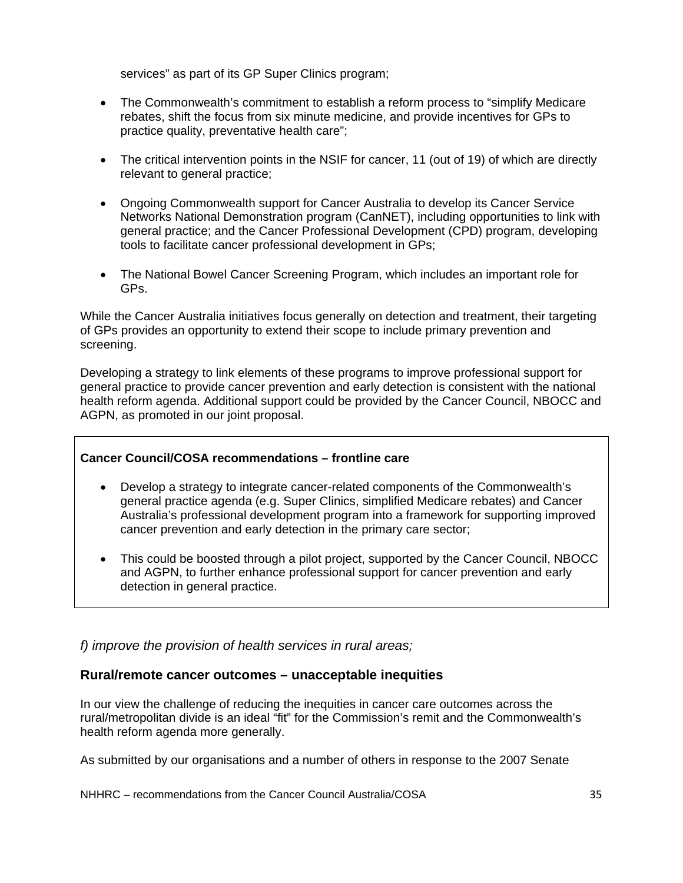services" as part of its GP Super Clinics program;

- The Commonwealth's commitment to establish a reform process to "simplify Medicare rebates, shift the focus from six minute medicine, and provide incentives for GPs to practice quality, preventative health care";
- The critical intervention points in the NSIF for cancer, 11 (out of 19) of which are directly relevant to general practice;
- Ongoing Commonwealth support for Cancer Australia to develop its Cancer Service Networks National Demonstration program (CanNET), including opportunities to link with general practice; and the Cancer Professional Development (CPD) program, developing tools to facilitate cancer professional development in GPs;
- The National Bowel Cancer Screening Program, which includes an important role for GPs.

While the Cancer Australia initiatives focus generally on detection and treatment, their targeting of GPs provides an opportunity to extend their scope to include primary prevention and screening.

Developing a strategy to link elements of these programs to improve professional support for general practice to provide cancer prevention and early detection is consistent with the national health reform agenda. Additional support could be provided by the Cancer Council, NBOCC and AGPN, as promoted in our joint proposal.

**Cancer Council/COSA recommendations – frontline care**

- Develop a strategy to integrate cancer-related components of the Commonwealth's general practice agenda (e.g. Super Clinics, simplified Medicare rebates) and Cancer Australia's professional development program into a framework for supporting improved cancer prevention and early detection in the primary care sector;
- This could be boosted through a pilot project, supported by the Cancer Council, NBOCC and AGPN, to further enhance professional support for cancer prevention and early detection in general practice.

## *f) improve the provision of health services in rural areas;*

### Rural/remote cancer outcomes – unacceptable inequities

In our view the challenge of reducing the inequities in cancer care outcomes across the rural/metropolitan divide is an ideal "fit" for the Commission's remit and the Commonwealth's health reform agenda more generally.

As submitted by our organisations and a number of others in response to the 2007 Senate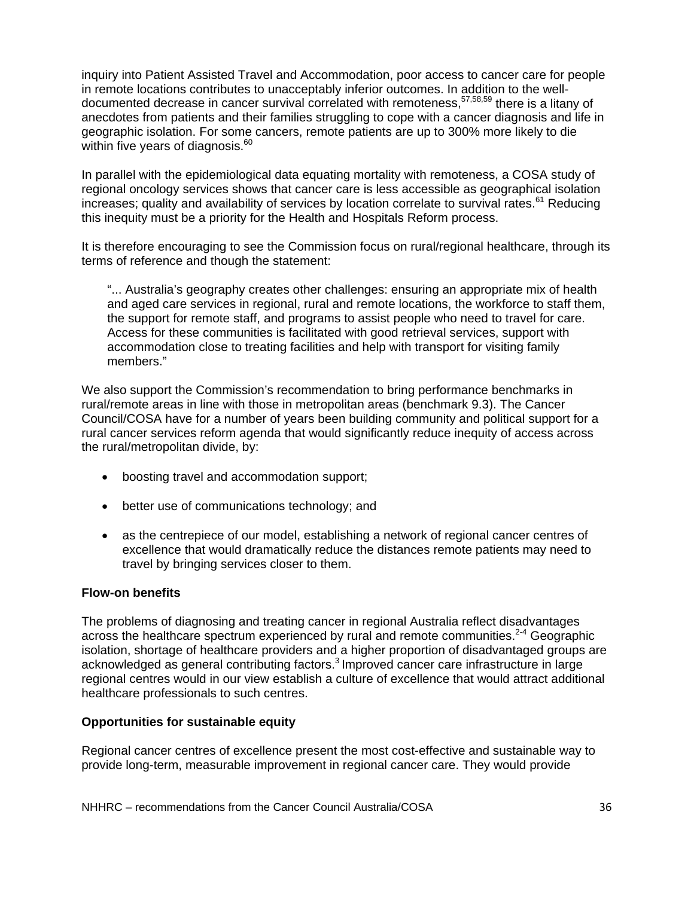inquiry into Patient Assisted Travel and Accommodation, poor access to cancer care for people in remote locations contributes to unacceptably inferior outcomes. In addition to the well-documented decrease in cancer survival correlated with remoteness,[57,58,59] there is a litany of anecdotes from patients and their families struggling to cope with a cancer diagnosis and life in geographic isolation. For some cancers, remote patients are up to 300% more likely to die within five years of diagnosis.[60]

In parallel with the epidemiological data equating mortality with remoteness, a COSA study of regional oncology services shows that cancer care is less accessible as geographical isolation increases; quality and availability of services by location correlate to survival rates.[61] Reducing this inequity must be a priority for the Health and Hospitals Reform process.

It is therefore encouraging to see the Commission focus on rural/regional healthcare, through its terms of reference and though the statement:

> "... Australia's geography creates other challenges: ensuring an appropriate mix of health and aged care services in regional, rural and remote locations, the workforce to staff them, the support for remote staff, and programs to assist people who need to travel for care. Access for these communities is facilitated with good retrieval services, support with accommodation close to treating facilities and help with transport for visiting family members."

We also support the Commission's recommendation to bring performance benchmarks in rural/remote areas in line with those in metropolitan areas (benchmark 9.3). The Cancer Council/COSA have for a number of years been building community and political support for a rural cancer services reform agenda that would significantly reduce inequity of access across the rural/metropolitan divide, by:

- boosting travel and accommodation support;
- better use of communications technology; and
- as the centrepiece of our model, establishing a network of regional cancer centres of excellence that would dramatically reduce the distances remote patients may need to travel by bringing services closer to them.

**Flow-on benefits**

The problems of diagnosing and treating cancer in regional Australia reflect disadvantages across the healthcare spectrum experienced by rural and remote communities.[2-4] Geographic isolation, shortage of healthcare providers and a higher proportion of disadvantaged groups are acknowledged as general contributing factors.[3] Improved cancer care infrastructure in large regional centres would in our view establish a culture of excellence that would attract additional healthcare professionals to such centres.

**Opportunities for sustainable equity**

Regional cancer centres of excellence present the most cost-effective and sustainable way to provide long-term, measurable improvement in regional cancer care. They would provide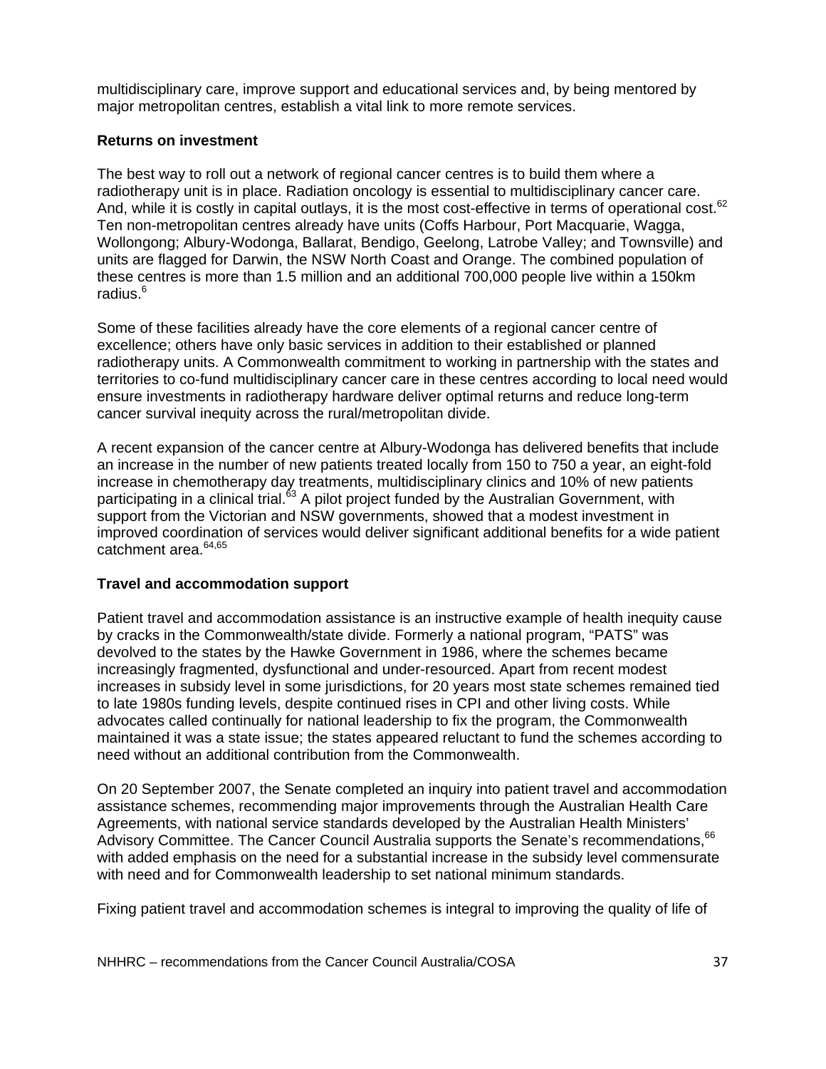multidisciplinary care, improve support and educational services and, by being mentored by major metropolitan centres, establish a vital link to more remote services.

### Returns on investment

The best way to roll out a network of regional cancer centres is to build them where a radiotherapy unit is in place. Radiation oncology is essential to multidisciplinary cancer care. And, while it is costly in capital outlays, it is the most cost-effective in terms of operational cost.[62] Ten non-metropolitan centres already have units (Coffs Harbour, Port Macquarie, Wagga, Wollongong; Albury-Wodonga, Ballarat, Bendigo, Geelong, Latrobe Valley; and Townsville) and units are flagged for Darwin, the NSW North Coast and Orange. The combined population of these centres is more than 1.5 million and an additional 700,000 people live within a 150km radius.[6]

Some of these facilities already have the core elements of a regional cancer centre of excellence; others have only basic services in addition to their established or planned radiotherapy units. A Commonwealth commitment to working in partnership with the states and territories to co-fund multidisciplinary cancer care in these centres according to local need would ensure investments in radiotherapy hardware deliver optimal returns and reduce long-term cancer survival inequity across the rural/metropolitan divide.

A recent expansion of the cancer centre at Albury-Wodonga has delivered benefits that include an increase in the number of new patients treated locally from 150 to 750 a year, an eight-fold increase in chemotherapy day treatments, multidisciplinary clinics and 10% of new patients participating in a clinical trial.[63] A pilot project funded by the Australian Government, with support from the Victorian and NSW governments, showed that a modest investment in improved coordination of services would deliver significant additional benefits for a wide patient catchment area.[64,65]

### Travel and accommodation support

Patient travel and accommodation assistance is an instructive example of health inequity cause by cracks in the Commonwealth/state divide. Formerly a national program, "PATS" was devolved to the states by the Hawke Government in 1986, where the schemes became increasingly fragmented, dysfunctional and under-resourced. Apart from recent modest increases in subsidy level in some jurisdictions, for 20 years most state schemes remained tied to late 1980s funding levels, despite continued rises in CPI and other living costs. While advocates called continually for national leadership to fix the program, the Commonwealth maintained it was a state issue; the states appeared reluctant to fund the schemes according to need without an additional contribution from the Commonwealth.

On 20 September 2007, the Senate completed an inquiry into patient travel and accommodation assistance schemes, recommending major improvements through the Australian Health Care Agreements, with national service standards developed by the Australian Health Ministers' Advisory Committee. The Cancer Council Australia supports the Senate's recommendations,[66] with added emphasis on the need for a substantial increase in the subsidy level commensurate with need and for Commonwealth leadership to set national minimum standards.

Fixing patient travel and accommodation schemes is integral to improving the quality of life of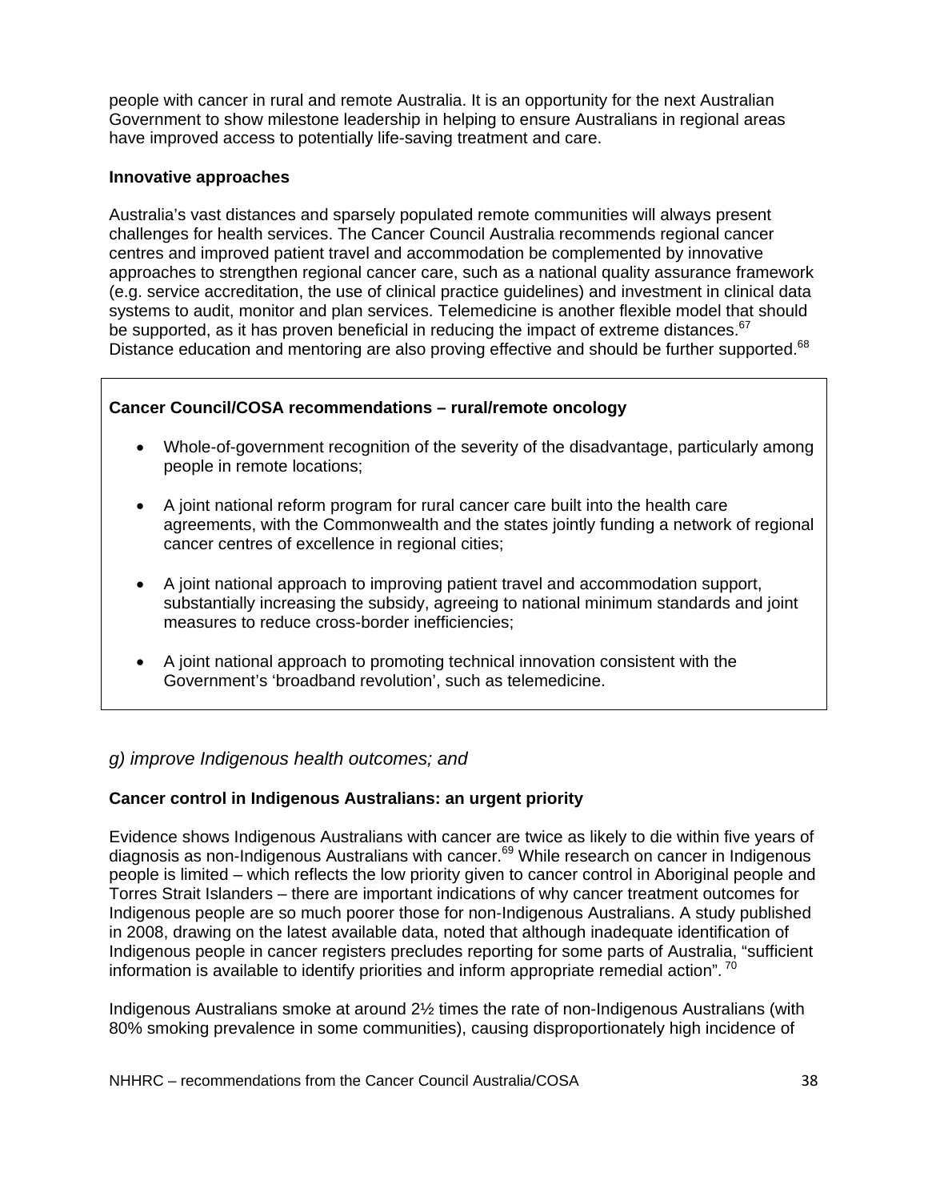people with cancer in rural and remote Australia. It is an opportunity for the next Australian Government to show milestone leadership in helping to ensure Australians in regional areas have improved access to potentially life-saving treatment and care.

**Innovative approaches**

Australia's vast distances and sparsely populated remote communities will always present challenges for health services. The Cancer Council Australia recommends regional cancer centres and improved patient travel and accommodation be complemented by innovative approaches to strengthen regional cancer care, such as a national quality assurance framework (e.g. service accreditation, the use of clinical practice guidelines) and investment in clinical data systems to audit, monitor and plan services. Telemedicine is another flexible model that should be supported, as it has proven beneficial in reducing the impact of extreme distances.[67] Distance education and mentoring are also proving effective and should be further supported.[68]

**Cancer Council/COSA recommendations – rural/remote oncology**

- Whole-of-government recognition of the severity of the disadvantage, particularly among people in remote locations;
- A joint national reform program for rural cancer care built into the health care agreements, with the Commonwealth and the states jointly funding a network of regional cancer centres of excellence in regional cities;
- A joint national approach to improving patient travel and accommodation support, substantially increasing the subsidy, agreeing to national minimum standards and joint measures to reduce cross-border inefficiencies;
- A joint national approach to promoting technical innovation consistent with the Government's 'broadband revolution', such as telemedicine.

## *g) improve Indigenous health outcomes; and*

**Cancer control in Indigenous Australians: an urgent priority**

Evidence shows Indigenous Australians with cancer are twice as likely to die within five years of diagnosis as non-Indigenous Australians with cancer.[69] While research on cancer in Indigenous people is limited – which reflects the low priority given to cancer control in Aboriginal people and Torres Strait Islanders – there are important indications of why cancer treatment outcomes for Indigenous people are so much poorer those for non-Indigenous Australians. A study published in 2008, drawing on the latest available data, noted that although inadequate identification of Indigenous people in cancer registers precludes reporting for some parts of Australia, "sufficient information is available to identify priorities and inform appropriate remedial action".[70]

Indigenous Australians smoke at around 2½ times the rate of non-Indigenous Australians (with 80% smoking prevalence in some communities), causing disproportionately high incidence of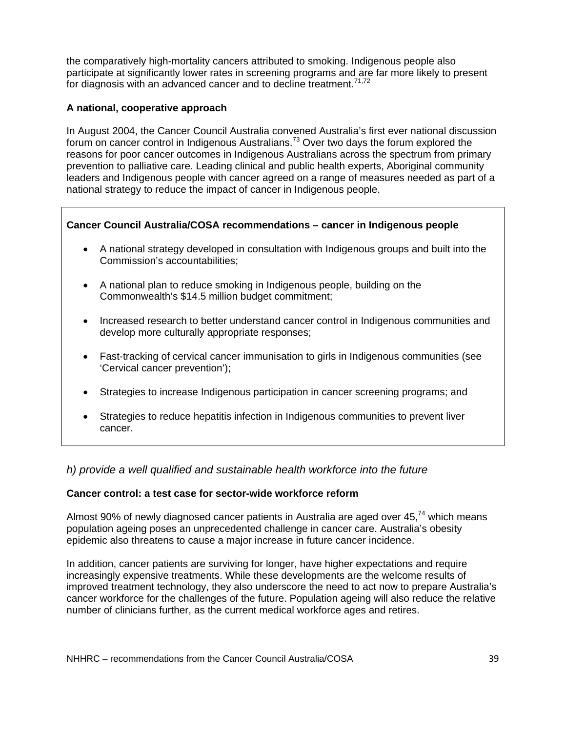the comparatively high-mortality cancers attributed to smoking. Indigenous people also participate at significantly lower rates in screening programs and are far more likely to present for diagnosis with an advanced cancer and to decline treatment.[71,72]

**A national, cooperative approach**

In August 2004, the Cancer Council Australia convened Australia's first ever national discussion forum on cancer control in Indigenous Australians.[73] Over two days the forum explored the reasons for poor cancer outcomes in Indigenous Australians across the spectrum from primary prevention to palliative care. Leading clinical and public health experts, Aboriginal community leaders and Indigenous people with cancer agreed on a range of measures needed as part of a national strategy to reduce the impact of cancer in Indigenous people.

**Cancer Council Australia/COSA recommendations – cancer in Indigenous people**

- A national strategy developed in consultation with Indigenous groups and built into the Commission's accountabilities;
- A national plan to reduce smoking in Indigenous people, building on the Commonwealth's $14.5 million budget commitment;
- Increased research to better understand cancer control in Indigenous communities and develop more culturally appropriate responses;
- Fast-tracking of cervical cancer immunisation to girls in Indigenous communities (see 'Cervical cancer prevention');
- Strategies to increase Indigenous participation in cancer screening programs; and
- Strategies to reduce hepatitis infection in Indigenous communities to prevent liver cancer.

### *h) provide a well qualified and sustainable health workforce into the future*

**Cancer control: a test case for sector-wide workforce reform**

Almost 90% of newly diagnosed cancer patients in Australia are aged over 45,[74] which means population ageing poses an unprecedented challenge in cancer care. Australia's obesity epidemic also threatens to cause a major increase in future cancer incidence.

In addition, cancer patients are surviving for longer, have higher expectations and require increasingly expensive treatments. While these developments are the welcome results of improved treatment technology, they also underscore the need to act now to prepare Australia's cancer workforce for the challenges of the future. Population ageing will also reduce the relative number of clinicians further, as the current medical workforce ages and retires.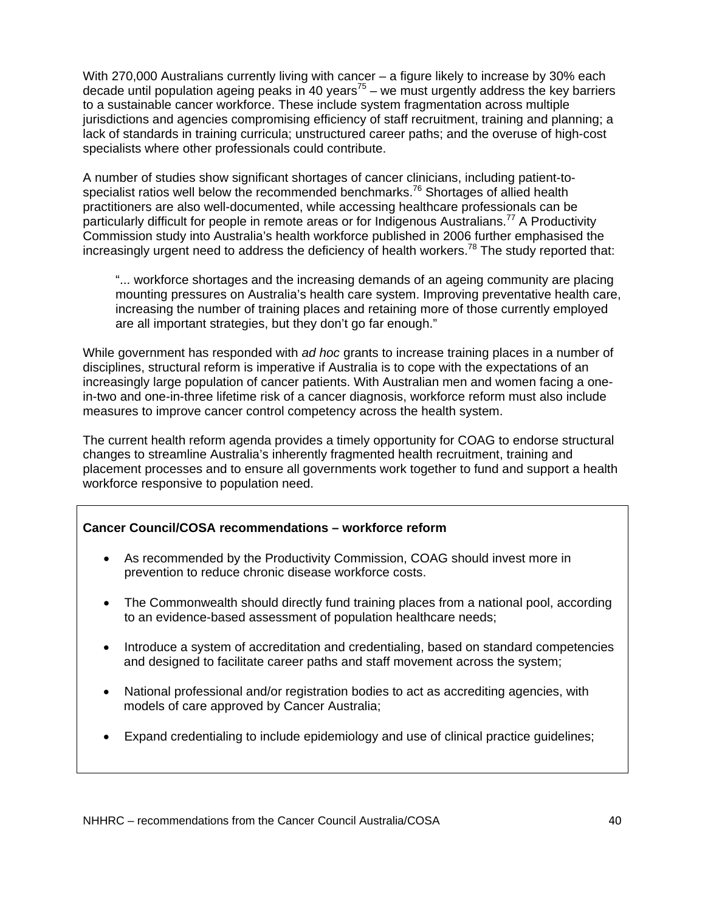With 270,000 Australians currently living with cancer – a figure likely to increase by 30% each decade until population ageing peaks in 40 years[75] – we must urgently address the key barriers to a sustainable cancer workforce. These include system fragmentation across multiple jurisdictions and agencies compromising efficiency of staff recruitment, training and planning; a lack of standards in training curricula; unstructured career paths; and the overuse of high-cost specialists where other professionals could contribute.

A number of studies show significant shortages of cancer clinicians, including patient-to-specialist ratios well below the recommended benchmarks.[76] Shortages of allied health practitioners are also well-documented, while accessing healthcare professionals can be particularly difficult for people in remote areas or for Indigenous Australians.[77] A Productivity Commission study into Australia's health workforce published in 2006 further emphasised the increasingly urgent need to address the deficiency of health workers.[78] The study reported that:

> "... workforce shortages and the increasing demands of an ageing community are placing mounting pressures on Australia's health care system. Improving preventative health care, increasing the number of training places and retaining more of those currently employed are all important strategies, but they don't go far enough."

While government has responded with *ad hoc* grants to increase training places in a number of disciplines, structural reform is imperative if Australia is to cope with the expectations of an increasingly large population of cancer patients. With Australian men and women facing a one-in-two and one-in-three lifetime risk of a cancer diagnosis, workforce reform must also include measures to improve cancer control competency across the health system.

The current health reform agenda provides a timely opportunity for COAG to endorse structural changes to streamline Australia's inherently fragmented health recruitment, training and placement processes and to ensure all governments work together to fund and support a health workforce responsive to population need.

**Cancer Council/COSA recommendations – workforce reform**

- As recommended by the Productivity Commission, COAG should invest more in prevention to reduce chronic disease workforce costs.
- The Commonwealth should directly fund training places from a national pool, according to an evidence-based assessment of population healthcare needs;
- Introduce a system of accreditation and credentialing, based on standard competencies and designed to facilitate career paths and staff movement across the system;
- National professional and/or registration bodies to act as accrediting agencies, with models of care approved by Cancer Australia;
- Expand credentialing to include epidemiology and use of clinical practice guidelines;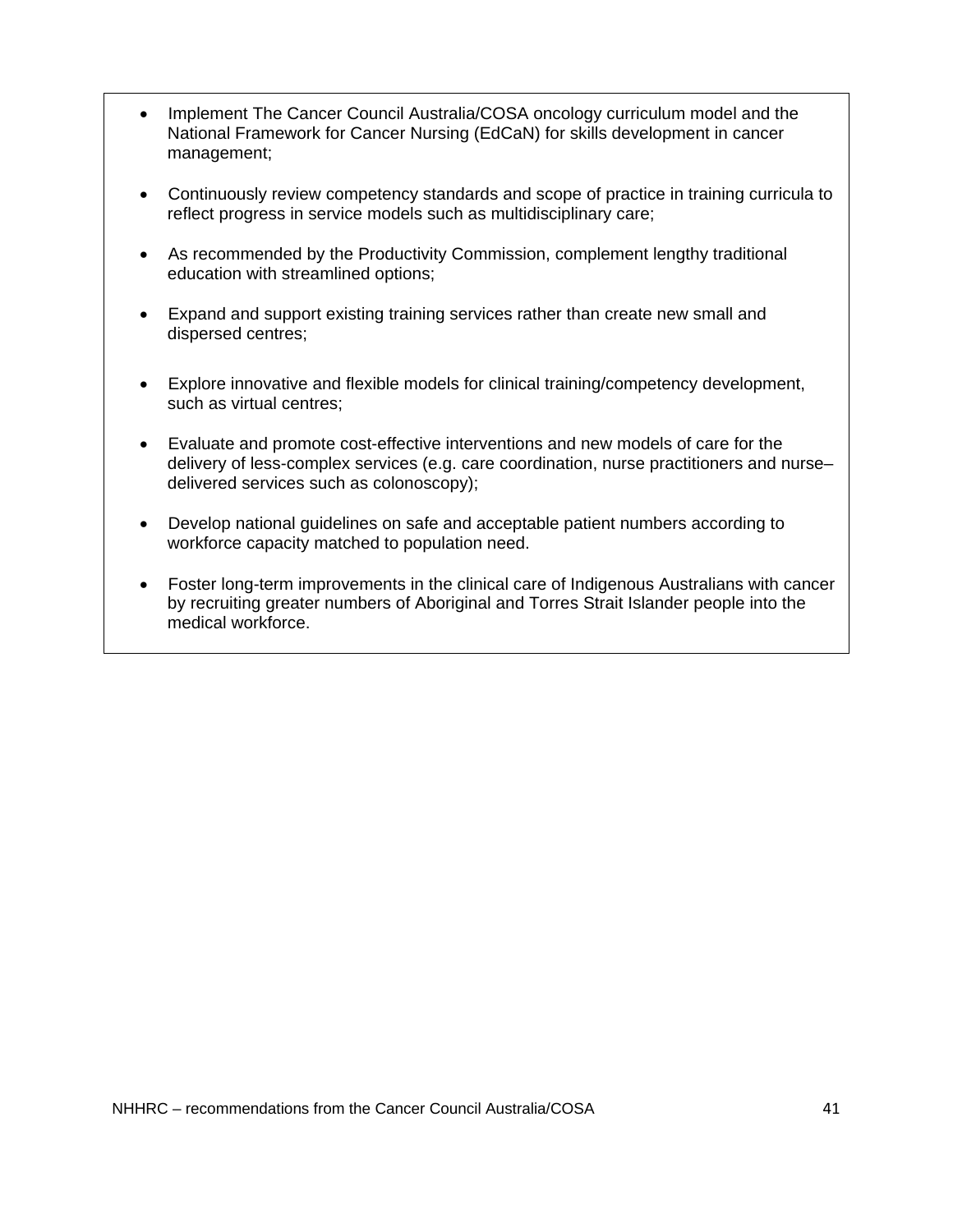- Implement The Cancer Council Australia/COSA oncology curriculum model and the National Framework for Cancer Nursing (EdCaN) for skills development in cancer management;
- Continuously review competency standards and scope of practice in training curricula to reflect progress in service models such as multidisciplinary care;
- As recommended by the Productivity Commission, complement lengthy traditional education with streamlined options;
- Expand and support existing training services rather than create new small and dispersed centres;
- Explore innovative and flexible models for clinical training/competency development, such as virtual centres;
- Evaluate and promote cost-effective interventions and new models of care for the delivery of less-complex services (e.g. care coordination, nurse practitioners and nurse–delivered services such as colonoscopy);
- Develop national guidelines on safe and acceptable patient numbers according to workforce capacity matched to population need.
- Foster long-term improvements in the clinical care of Indigenous Australians with cancer by recruiting greater numbers of Aboriginal and Torres Strait Islander people into the medical workforce.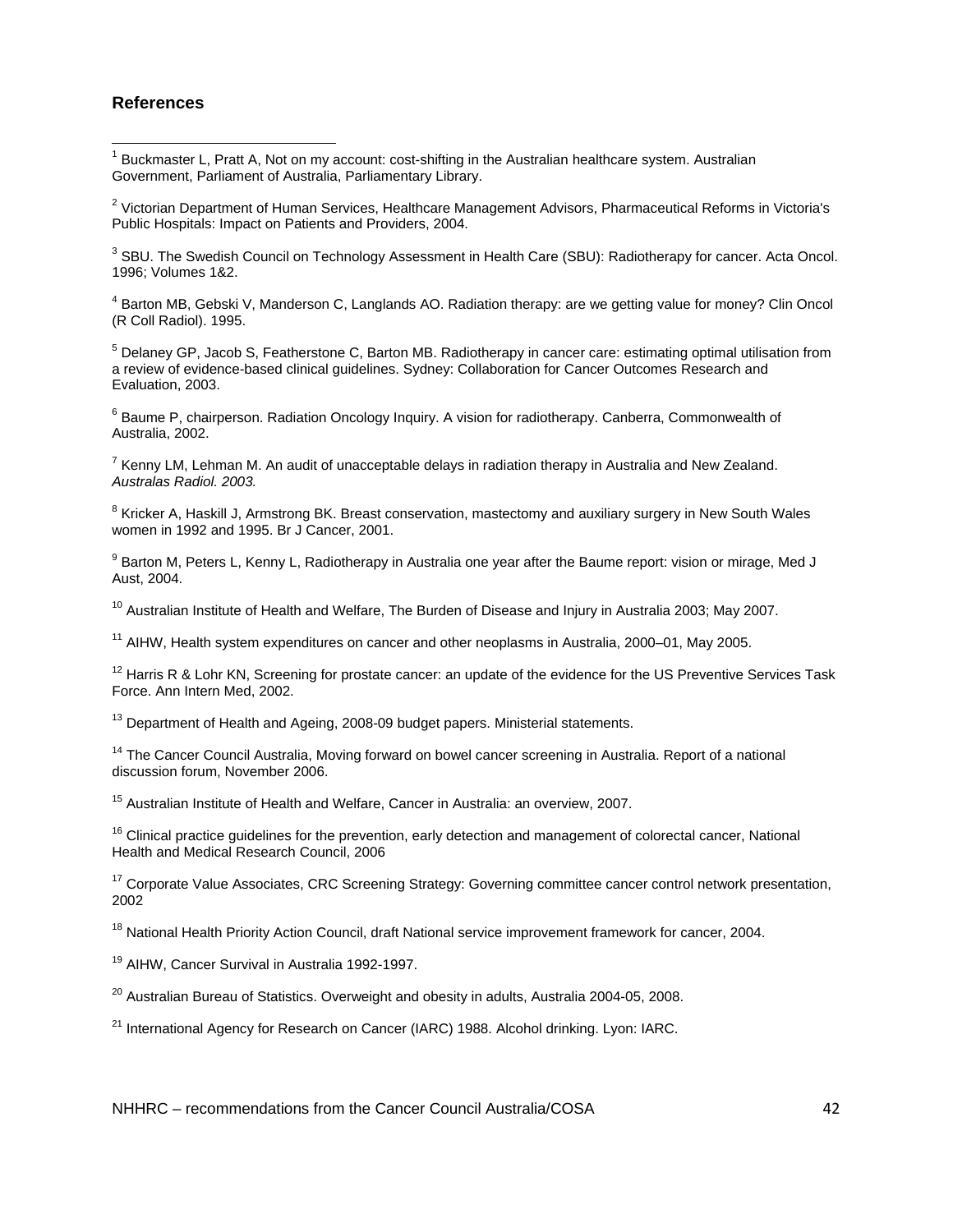## References

[1] Buckmaster L, Pratt A, Not on my account: cost-shifting in the Australian healthcare system. Australian Government, Parliament of Australia, Parliamentary Library.

[2] Victorian Department of Human Services, Healthcare Management Advisors, Pharmaceutical Reforms in Victoria's Public Hospitals: Impact on Patients and Providers, 2004.

[3] SBU. The Swedish Council on Technology Assessment in Health Care (SBU): Radiotherapy for cancer. Acta Oncol. 1996; Volumes 1&2.

[4] Barton MB, Gebski V, Manderson C, Langlands AO. Radiation therapy: are we getting value for money? Clin Oncol (R Coll Radiol). 1995.

[5] Delaney GP, Jacob S, Featherstone C, Barton MB. Radiotherapy in cancer care: estimating optimal utilisation from a review of evidence-based clinical guidelines. Sydney: Collaboration for Cancer Outcomes Research and Evaluation, 2003.

[6] Baume P, chairperson. Radiation Oncology Inquiry. A vision for radiotherapy. Canberra, Commonwealth of Australia, 2002.

[7] Kenny LM, Lehman M. An audit of unacceptable delays in radiation therapy in Australia and New Zealand. *Australas Radiol. 2003.*

[8] Kricker A, Haskill J, Armstrong BK. Breast conservation, mastectomy and auxiliary surgery in New South Wales women in 1992 and 1995. Br J Cancer, 2001.

[9] Barton M, Peters L, Kenny L, Radiotherapy in Australia one year after the Baume report: vision or mirage, Med J Aust, 2004.

[10] Australian Institute of Health and Welfare, The Burden of Disease and Injury in Australia 2003; May 2007.

[11] AIHW, Health system expenditures on cancer and other neoplasms in Australia, 2000–01, May 2005.

[12] Harris R & Lohr KN, Screening for prostate cancer: an update of the evidence for the US Preventive Services Task Force. Ann Intern Med, 2002.

[13] Department of Health and Ageing, 2008-09 budget papers. Ministerial statements.

[14] The Cancer Council Australia, Moving forward on bowel cancer screening in Australia. Report of a national discussion forum, November 2006.

[15] Australian Institute of Health and Welfare, Cancer in Australia: an overview, 2007.

[16] Clinical practice guidelines for the prevention, early detection and management of colorectal cancer, National Health and Medical Research Council, 2006

[17] Corporate Value Associates, CRC Screening Strategy: Governing committee cancer control network presentation, 2002

[18] National Health Priority Action Council, draft National service improvement framework for cancer, 2004.

[19] AIHW, Cancer Survival in Australia 1992-1997.

[20] Australian Bureau of Statistics. Overweight and obesity in adults, Australia 2004-05, 2008.

[21] International Agency for Research on Cancer (IARC) 1988. Alcohol drinking. Lyon: IARC.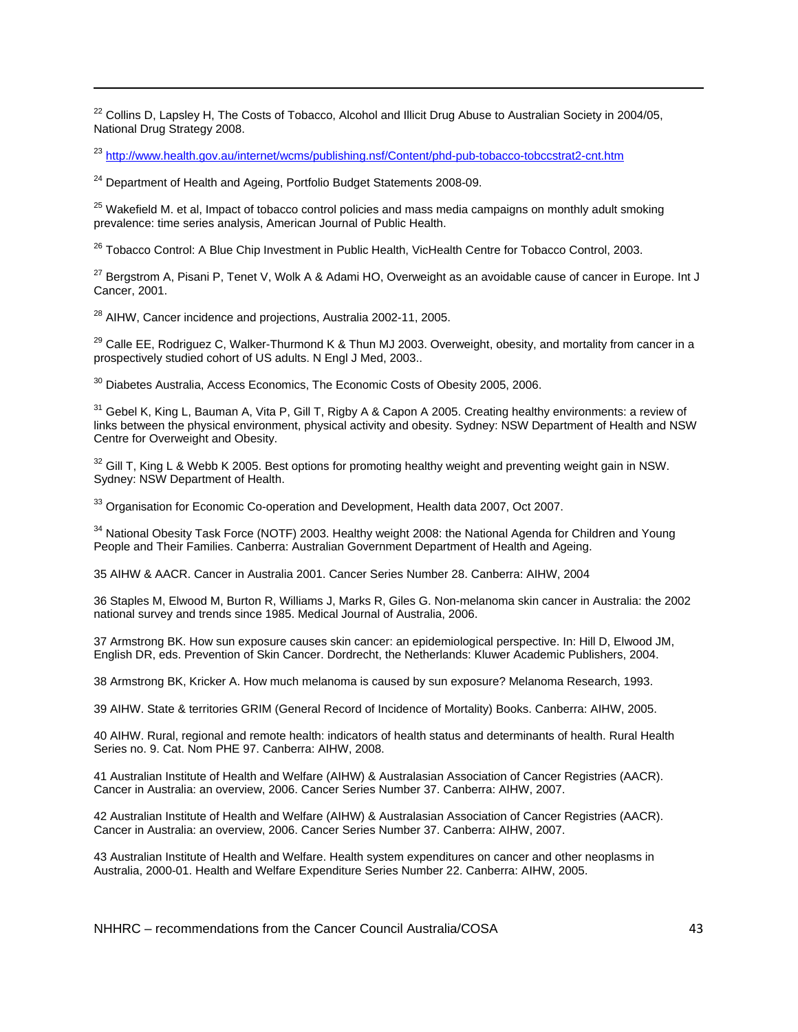[22] Collins D, Lapsley H, The Costs of Tobacco, Alcohol and Illicit Drug Abuse to Australian Society in 2004/05, National Drug Strategy 2008.

[23] http://www.health.gov.au/internet/wcms/publishing.nsf/Content/phd-pub-tobacco-tobccstrat2-cnt.htm

[24] Department of Health and Ageing, Portfolio Budget Statements 2008-09.

[25] Wakefield M. et al, Impact of tobacco control policies and mass media campaigns on monthly adult smoking prevalence: time series analysis, American Journal of Public Health.

[26] Tobacco Control: A Blue Chip Investment in Public Health, VicHealth Centre for Tobacco Control, 2003.

[27] Bergstrom A, Pisani P, Tenet V, Wolk A & Adami HO, Overweight as an avoidable cause of cancer in Europe. Int J Cancer, 2001.

[28] AIHW, Cancer incidence and projections, Australia 2002-11, 2005.

[29] Calle EE, Rodriguez C, Walker-Thurmond K & Thun MJ 2003. Overweight, obesity, and mortality from cancer in a prospectively studied cohort of US adults. N Engl J Med, 2003..

[30] Diabetes Australia, Access Economics, The Economic Costs of Obesity 2005, 2006.

[31] Gebel K, King L, Bauman A, Vita P, Gill T, Rigby A & Capon A 2005. Creating healthy environments: a review of links between the physical environment, physical activity and obesity. Sydney: NSW Department of Health and NSW Centre for Overweight and Obesity.

[32] Gill T, King L & Webb K 2005. Best options for promoting healthy weight and preventing weight gain in NSW. Sydney: NSW Department of Health.

[33] Organisation for Economic Co-operation and Development, Health data 2007, Oct 2007.

[34] National Obesity Task Force (NOTF) 2003. Healthy weight 2008: the National Agenda for Children and Young People and Their Families. Canberra: Australian Government Department of Health and Ageing.

35 AIHW & AACR. Cancer in Australia 2001. Cancer Series Number 28. Canberra: AIHW, 2004

36 Staples M, Elwood M, Burton R, Williams J, Marks R, Giles G. Non-melanoma skin cancer in Australia: the 2002 national survey and trends since 1985. Medical Journal of Australia, 2006.

37 Armstrong BK. How sun exposure causes skin cancer: an epidemiological perspective. In: Hill D, Elwood JM, English DR, eds. Prevention of Skin Cancer. Dordrecht, the Netherlands: Kluwer Academic Publishers, 2004.

38 Armstrong BK, Kricker A. How much melanoma is caused by sun exposure? Melanoma Research, 1993.

39 AIHW. State & territories GRIM (General Record of Incidence of Mortality) Books. Canberra: AIHW, 2005.

40 AIHW. Rural, regional and remote health: indicators of health status and determinants of health. Rural Health Series no. 9. Cat. Nom PHE 97. Canberra: AIHW, 2008.

41 Australian Institute of Health and Welfare (AIHW) & Australasian Association of Cancer Registries (AACR). Cancer in Australia: an overview, 2006. Cancer Series Number 37. Canberra: AIHW, 2007.

42 Australian Institute of Health and Welfare (AIHW) & Australasian Association of Cancer Registries (AACR). Cancer in Australia: an overview, 2006. Cancer Series Number 37. Canberra: AIHW, 2007.

43 Australian Institute of Health and Welfare. Health system expenditures on cancer and other neoplasms in Australia, 2000-01. Health and Welfare Expenditure Series Number 22. Canberra: AIHW, 2005.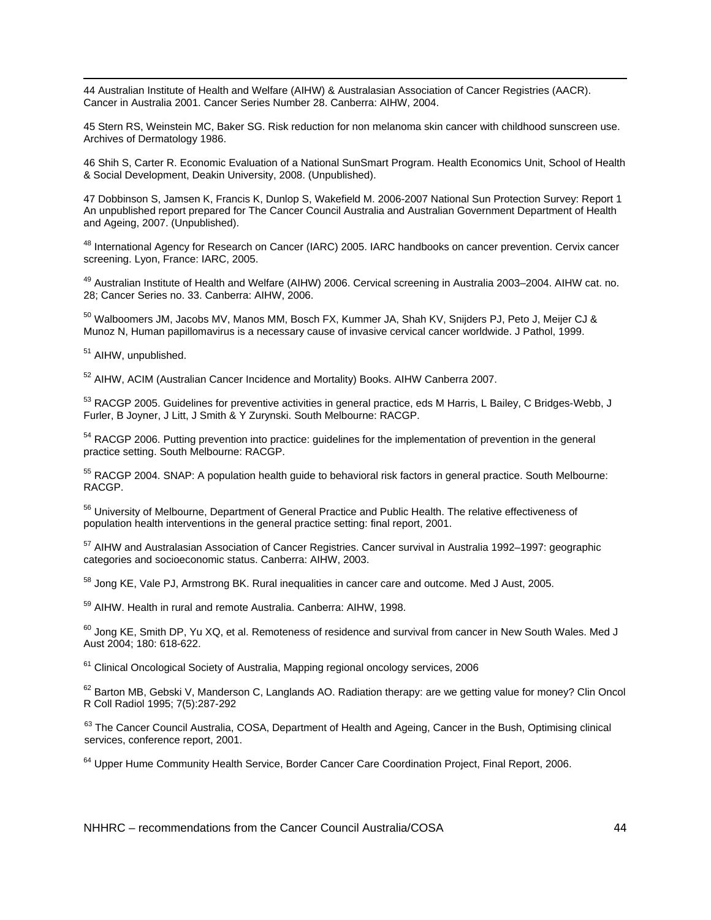44 Australian Institute of Health and Welfare (AIHW) & Australasian Association of Cancer Registries (AACR). Cancer in Australia 2001. Cancer Series Number 28. Canberra: AIHW, 2004.

45 Stern RS, Weinstein MC, Baker SG. Risk reduction for non melanoma skin cancer with childhood sunscreen use. Archives of Dermatology 1986.

46 Shih S, Carter R. Economic Evaluation of a National SunSmart Program. Health Economics Unit, School of Health & Social Development, Deakin University, 2008. (Unpublished).

47 Dobbinson S, Jamsen K, Francis K, Dunlop S, Wakefield M. 2006-2007 National Sun Protection Survey: Report 1 An unpublished report prepared for The Cancer Council Australia and Australian Government Department of Health and Ageing, 2007. (Unpublished).

[48] International Agency for Research on Cancer (IARC) 2005. IARC handbooks on cancer prevention. Cervix cancer screening. Lyon, France: IARC, 2005.

[49] Australian Institute of Health and Welfare (AIHW) 2006. Cervical screening in Australia 2003–2004. AIHW cat. no. 28; Cancer Series no. 33. Canberra: AIHW, 2006.

[50] Walboomers JM, Jacobs MV, Manos MM, Bosch FX, Kummer JA, Shah KV, Snijders PJ, Peto J, Meijer CJ & Munoz N, Human papillomavirus is a necessary cause of invasive cervical cancer worldwide. J Pathol, 1999.

[51] AIHW, unpublished.

[52] AIHW, ACIM (Australian Cancer Incidence and Mortality) Books. AIHW Canberra 2007.

[53] RACGP 2005. Guidelines for preventive activities in general practice, eds M Harris, L Bailey, C Bridges-Webb, J Furler, B Joyner, J Litt, J Smith & Y Zurynski. South Melbourne: RACGP.

[54] RACGP 2006. Putting prevention into practice: guidelines for the implementation of prevention in the general practice setting. South Melbourne: RACGP.

[55] RACGP 2004. SNAP: A population health guide to behavioral risk factors in general practice. South Melbourne: RACGP.

[56] University of Melbourne, Department of General Practice and Public Health. The relative effectiveness of population health interventions in the general practice setting: final report, 2001.

[57] AIHW and Australasian Association of Cancer Registries. Cancer survival in Australia 1992–1997: geographic categories and socioeconomic status. Canberra: AIHW, 2003.

[58] Jong KE, Vale PJ, Armstrong BK. Rural inequalities in cancer care and outcome. Med J Aust, 2005.

[59] AIHW. Health in rural and remote Australia. Canberra: AIHW, 1998.

[60] Jong KE, Smith DP, Yu XQ, et al. Remoteness of residence and survival from cancer in New South Wales. Med J Aust 2004; 180: 618-622.

[61] Clinical Oncological Society of Australia, Mapping regional oncology services, 2006

[62] Barton MB, Gebski V, Manderson C, Langlands AO. Radiation therapy: are we getting value for money? Clin Oncol R Coll Radiol 1995; 7(5):287-292

[63] The Cancer Council Australia, COSA, Department of Health and Ageing, Cancer in the Bush, Optimising clinical services, conference report, 2001.

[64] Upper Hume Community Health Service, Border Cancer Care Coordination Project, Final Report, 2006.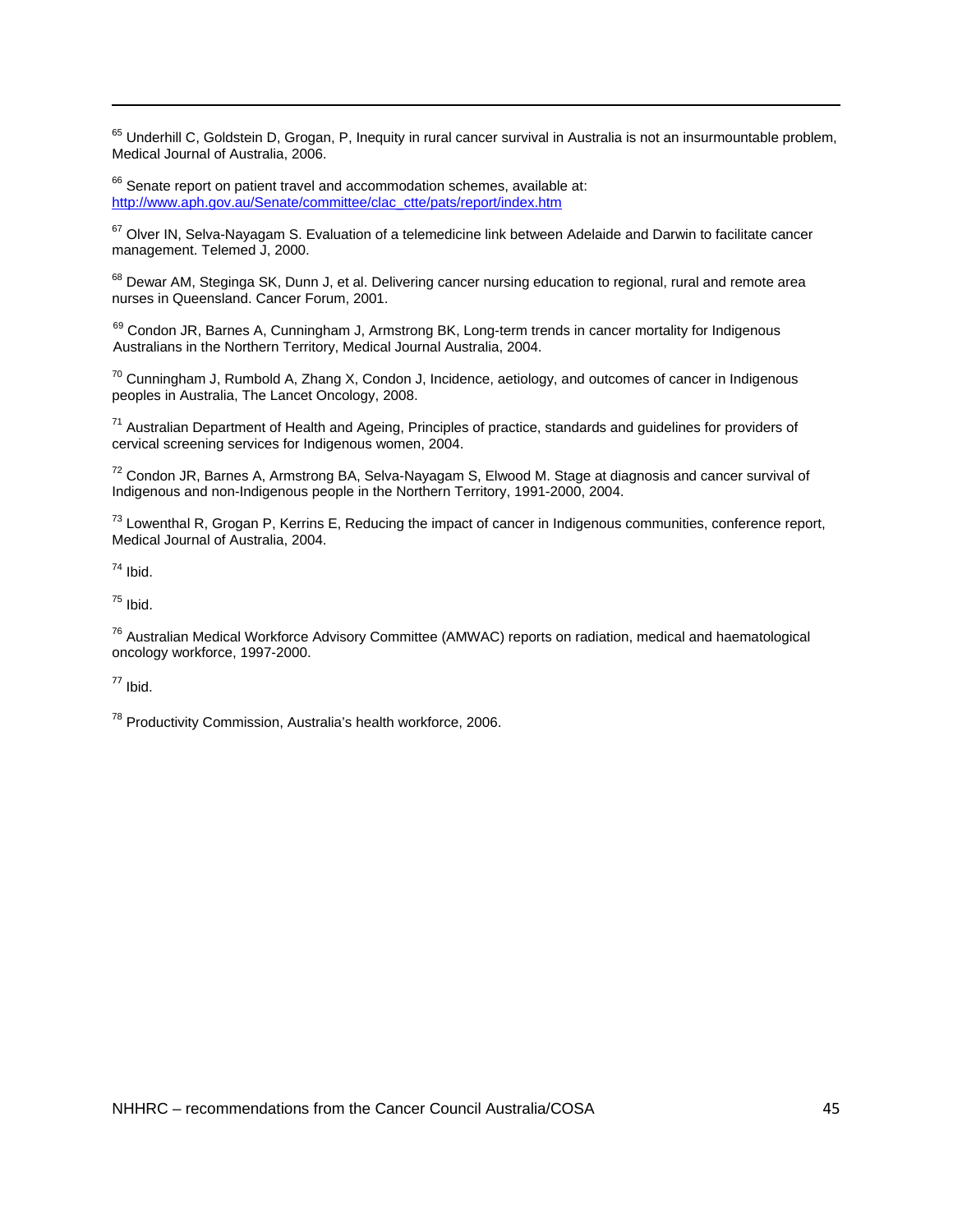[65] Underhill C, Goldstein D, Grogan, P, Inequity in rural cancer survival in Australia is not an insurmountable problem, Medical Journal of Australia, 2006.

[66] Senate report on patient travel and accommodation schemes, available at: http://www.aph.gov.au/Senate/committee/clac_ctte/pats/report/index.htm

[67] Olver IN, Selva-Nayagam S. Evaluation of a telemedicine link between Adelaide and Darwin to facilitate cancer management. Telemed J, 2000.

[68] Dewar AM, Steginga SK, Dunn J, et al. Delivering cancer nursing education to regional, rural and remote area nurses in Queensland. Cancer Forum, 2001.

[69] Condon JR, Barnes A, Cunningham J, Armstrong BK, Long-term trends in cancer mortality for Indigenous Australians in the Northern Territory, Medical Journal Australia, 2004.

[70] Cunningham J, Rumbold A, Zhang X, Condon J, Incidence, aetiology, and outcomes of cancer in Indigenous peoples in Australia, The Lancet Oncology, 2008.

[71] Australian Department of Health and Ageing, Principles of practice, standards and guidelines for providers of cervical screening services for Indigenous women, 2004.

[72] Condon JR, Barnes A, Armstrong BA, Selva-Nayagam S, Elwood M. Stage at diagnosis and cancer survival of Indigenous and non-Indigenous people in the Northern Territory, 1991-2000, 2004.

[73] Lowenthal R, Grogan P, Kerrins E, Reducing the impact of cancer in Indigenous communities, conference report, Medical Journal of Australia, 2004.

[74] Ibid.

[75] Ibid.

[76] Australian Medical Workforce Advisory Committee (AMWAC) reports on radiation, medical and haematological oncology workforce, 1997-2000.

[77] Ibid.

[78] Productivity Commission, Australia's health workforce, 2006.